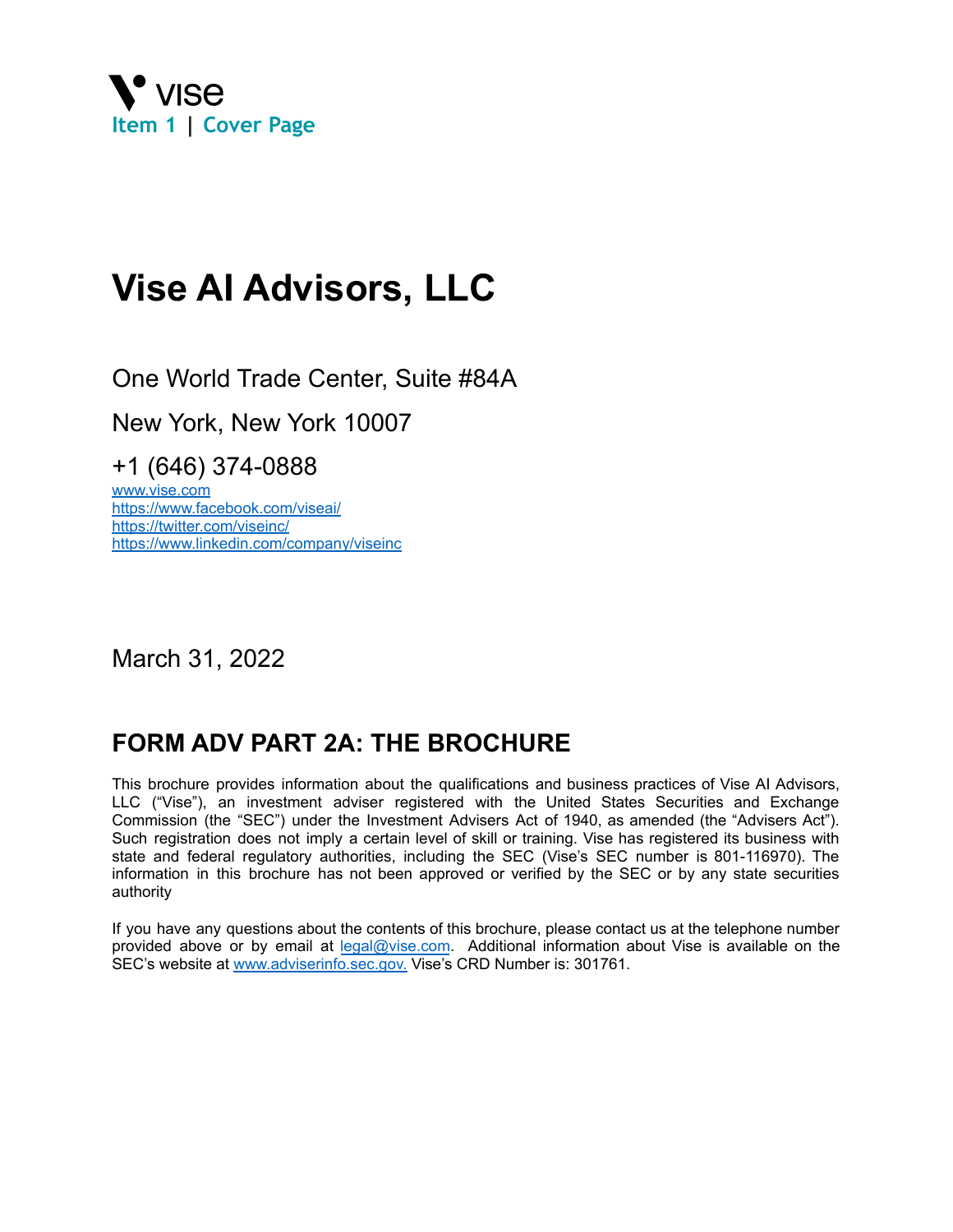vise

## Item 1 | Cover Page

# Vise AI Advisors, LLC

One World Trade Center, Suite #84A

New York, New York 10007

+1 (646) 374-0888

www.vise.com
https://www.facebook.com/viseai/
https://twitter.com/viseinc/
https://www.linkedin.com/company/viseinc

March 31, 2022

## FORM ADV PART 2A: THE BROCHURE

This brochure provides information about the qualifications and business practices of Vise AI Advisors, LLC ("Vise"), an investment adviser registered with the United States Securities and Exchange Commission (the "SEC") under the Investment Advisers Act of 1940, as amended (the "Advisers Act"). Such registration does not imply a certain level of skill or training. Vise has registered its business with state and federal regulatory authorities, including the SEC (Vise's SEC number is 801-116970). The information in this brochure has not been approved or verified by the SEC or by any state securities authority

If you have any questions about the contents of this brochure, please contact us at the telephone number provided above or by email at legal@vise.com. Additional information about Vise is available on the SEC's website at www.adviserinfo.sec.gov. Vise's CRD Number is: 301761.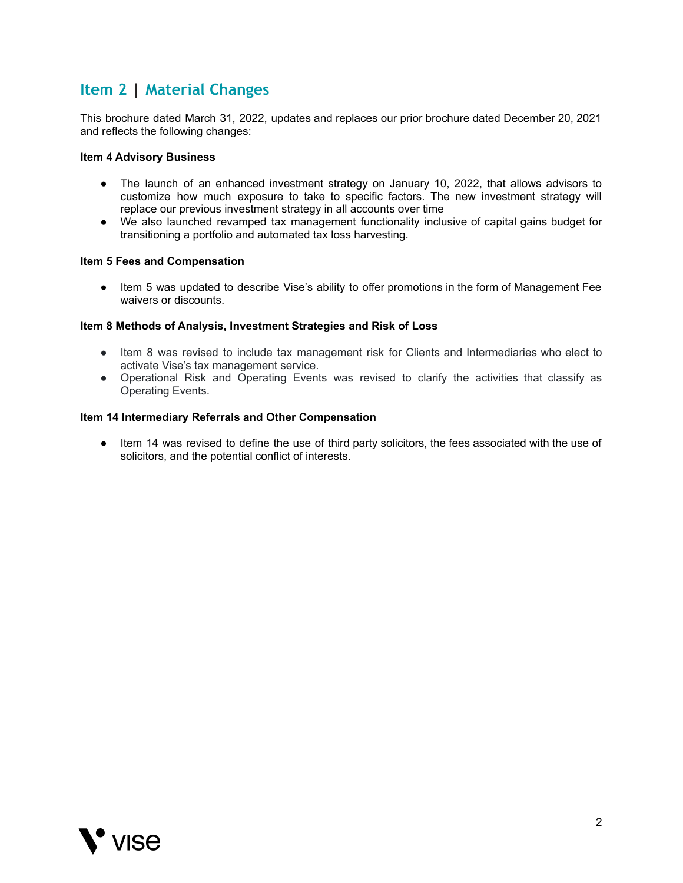## Item 2 | Material Changes

This brochure dated March 31, 2022, updates and replaces our prior brochure dated December 20, 2021 and reflects the following changes:

**Item 4 Advisory Business**

- The launch of an enhanced investment strategy on January 10, 2022, that allows advisors to customize how much exposure to take to specific factors. The new investment strategy will replace our previous investment strategy in all accounts over time
- We also launched revamped tax management functionality inclusive of capital gains budget for transitioning a portfolio and automated tax loss harvesting.

**Item 5 Fees and Compensation**

- Item 5 was updated to describe Vise's ability to offer promotions in the form of Management Fee waivers or discounts.

**Item 8 Methods of Analysis, Investment Strategies and Risk of Loss**

- Item 8 was revised to include tax management risk for Clients and Intermediaries who elect to activate Vise's tax management service.
- Operational Risk and Operating Events was revised to clarify the activities that classify as Operating Events.

**Item 14 Intermediary Referrals and Other Compensation**

- Item 14 was revised to define the use of third party solicitors, the fees associated with the use of solicitors, and the potential conflict of interests.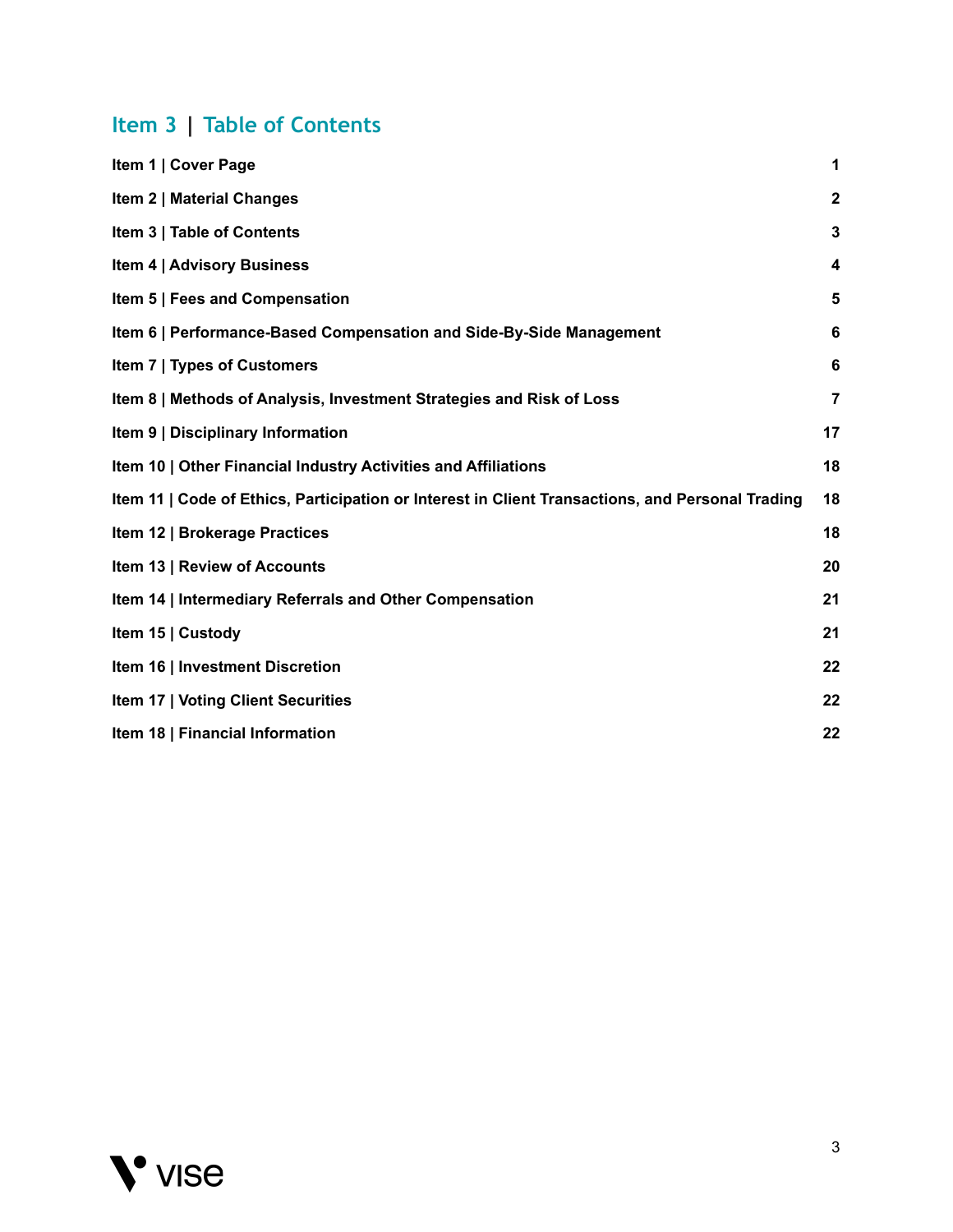## Item 3 | Table of Contents

| | |
|---|---|
| **Item 1 \| Cover Page** | **1** |
| **Item 2 \| Material Changes** | **2** |
| **Item 3 \| Table of Contents** | **3** |
| **Item 4 \| Advisory Business** | **4** |
| **Item 5 \| Fees and Compensation** | **5** |
| **Item 6 \| Performance-Based Compensation and Side-By-Side Management** | **6** |
| **Item 7 \| Types of Customers** | **6** |
| **Item 8 \| Methods of Analysis, Investment Strategies and Risk of Loss** | **7** |
| **Item 9 \| Disciplinary Information** | **17** |
| **Item 10 \| Other Financial Industry Activities and Affiliations** | **18** |
| **Item 11 \| Code of Ethics, Participation or Interest in Client Transactions, and Personal Trading** | **18** |
| **Item 12 \| Brokerage Practices** | **18** |
| **Item 13 \| Review of Accounts** | **20** |
| **Item 14 \| Intermediary Referrals and Other Compensation** | **21** |
| **Item 15 \| Custody** | **21** |
| **Item 16 \| Investment Discretion** | **22** |
| **Item 17 \| Voting Client Securities** | **22** |
| **Item 18 \| Financial Information** | **22** |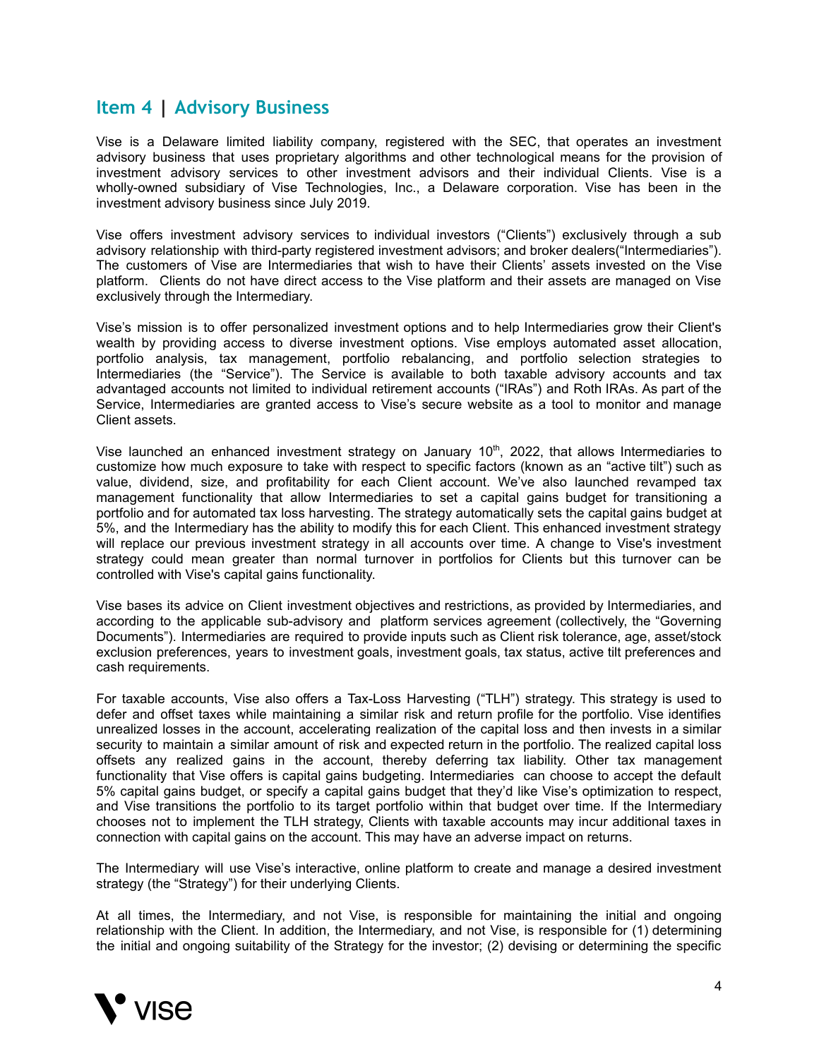## Item 4 | Advisory Business

Vise is a Delaware limited liability company, registered with the SEC, that operates an investment advisory business that uses proprietary algorithms and other technological means for the provision of investment advisory services to other investment advisors and their individual Clients. Vise is a wholly-owned subsidiary of Vise Technologies, Inc., a Delaware corporation. Vise has been in the investment advisory business since July 2019.

Vise offers investment advisory services to individual investors ("Clients") exclusively through a sub advisory relationship with third-party registered investment advisors; and broker dealers("Intermediaries"). The customers of Vise are Intermediaries that wish to have their Clients' assets invested on the Vise platform. Clients do not have direct access to the Vise platform and their assets are managed on Vise exclusively through the Intermediary.

Vise's mission is to offer personalized investment options and to help Intermediaries grow their Client's wealth by providing access to diverse investment options. Vise employs automated asset allocation, portfolio analysis, tax management, portfolio rebalancing, and portfolio selection strategies to Intermediaries (the "Service"). The Service is available to both taxable advisory accounts and tax advantaged accounts not limited to individual retirement accounts ("IRAs") and Roth IRAs. As part of the Service, Intermediaries are granted access to Vise's secure website as a tool to monitor and manage Client assets.

Vise launched an enhanced investment strategy on January 10th, 2022, that allows Intermediaries to customize how much exposure to take with respect to specific factors (known as an "active tilt") such as value, dividend, size, and profitability for each Client account. We've also launched revamped tax management functionality that allow Intermediaries to set a capital gains budget for transitioning a portfolio and for automated tax loss harvesting. The strategy automatically sets the capital gains budget at 5%, and the Intermediary has the ability to modify this for each Client. This enhanced investment strategy will replace our previous investment strategy in all accounts over time. A change to Vise's investment strategy could mean greater than normal turnover in portfolios for Clients but this turnover can be controlled with Vise's capital gains functionality.

Vise bases its advice on Client investment objectives and restrictions, as provided by Intermediaries, and according to the applicable sub-advisory and platform services agreement (collectively, the "Governing Documents"). Intermediaries are required to provide inputs such as Client risk tolerance, age, asset/stock exclusion preferences, years to investment goals, investment goals, tax status, active tilt preferences and cash requirements.

For taxable accounts, Vise also offers a Tax-Loss Harvesting ("TLH") strategy. This strategy is used to defer and offset taxes while maintaining a similar risk and return profile for the portfolio. Vise identifies unrealized losses in the account, accelerating realization of the capital loss and then invests in a similar security to maintain a similar amount of risk and expected return in the portfolio. The realized capital loss offsets any realized gains in the account, thereby deferring tax liability. Other tax management functionality that Vise offers is capital gains budgeting. Intermediaries can choose to accept the default 5% capital gains budget, or specify a capital gains budget that they'd like Vise's optimization to respect, and Vise transitions the portfolio to its target portfolio within that budget over time. If the Intermediary chooses not to implement the TLH strategy, Clients with taxable accounts may incur additional taxes in connection with capital gains on the account. This may have an adverse impact on returns.

The Intermediary will use Vise's interactive, online platform to create and manage a desired investment strategy (the "Strategy") for their underlying Clients.

At all times, the Intermediary, and not Vise, is responsible for maintaining the initial and ongoing relationship with the Client. In addition, the Intermediary, and not Vise, is responsible for (1) determining the initial and ongoing suitability of the Strategy for the investor; (2) devising or determining the specific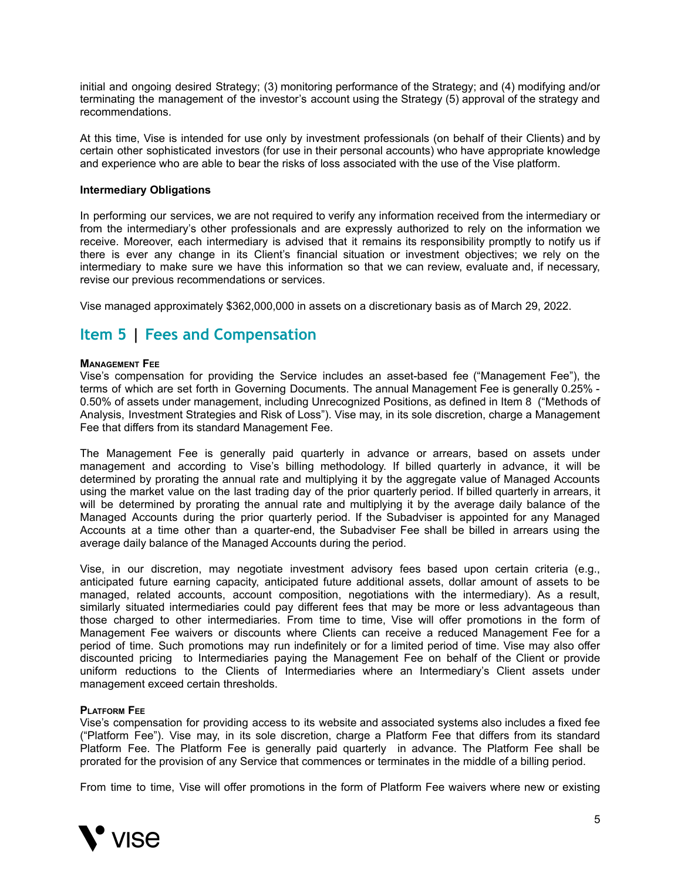initial and ongoing desired Strategy; (3) monitoring performance of the Strategy; and (4) modifying and/or terminating the management of the investor's account using the Strategy (5) approval of the strategy and recommendations.

At this time, Vise is intended for use only by investment professionals (on behalf of their Clients) and by certain other sophisticated investors (for use in their personal accounts) who have appropriate knowledge and experience who are able to bear the risks of loss associated with the use of the Vise platform.

**Intermediary Obligations**

In performing our services, we are not required to verify any information received from the intermediary or from the intermediary's other professionals and are expressly authorized to rely on the information we receive. Moreover, each intermediary is advised that it remains its responsibility promptly to notify us if there is ever any change in its Client's financial situation or investment objectives; we rely on the intermediary to make sure we have this information so that we can review, evaluate and, if necessary, revise our previous recommendations or services.

Vise managed approximately $362,000,000 in assets on a discretionary basis as of March 29, 2022.

## Item 5 | Fees and Compensation

**Management Fee**

Vise's compensation for providing the Service includes an asset-based fee ("Management Fee"), the terms of which are set forth in Governing Documents. The annual Management Fee is generally 0.25% - 0.50% of assets under management, including Unrecognized Positions, as defined in Item 8 ("Methods of Analysis, Investment Strategies and Risk of Loss"). Vise may, in its sole discretion, charge a Management Fee that differs from its standard Management Fee.

The Management Fee is generally paid quarterly in advance or arrears, based on assets under management and according to Vise's billing methodology. If billed quarterly in advance, it will be determined by prorating the annual rate and multiplying it by the aggregate value of Managed Accounts using the market value on the last trading day of the prior quarterly period. If billed quarterly in arrears, it will be determined by prorating the annual rate and multiplying it by the average daily balance of the Managed Accounts during the prior quarterly period. If the Subadviser is appointed for any Managed Accounts at a time other than a quarter-end, the Subadviser Fee shall be billed in arrears using the average daily balance of the Managed Accounts during the period.

Vise, in our discretion, may negotiate investment advisory fees based upon certain criteria (e.g., anticipated future earning capacity, anticipated future additional assets, dollar amount of assets to be managed, related accounts, account composition, negotiations with the intermediary). As a result, similarly situated intermediaries could pay different fees that may be more or less advantageous than those charged to other intermediaries. From time to time, Vise will offer promotions in the form of Management Fee waivers or discounts where Clients can receive a reduced Management Fee for a period of time. Such promotions may run indefinitely or for a limited period of time. Vise may also offer discounted pricing to Intermediaries paying the Management Fee on behalf of the Client or provide uniform reductions to the Clients of Intermediaries where an Intermediary's Client assets under management exceed certain thresholds.

**Platform Fee**

Vise's compensation for providing access to its website and associated systems also includes a fixed fee ("Platform Fee"). Vise may, in its sole discretion, charge a Platform Fee that differs from its standard Platform Fee. The Platform Fee is generally paid quarterly in advance. The Platform Fee shall be prorated for the provision of any Service that commences or terminates in the middle of a billing period.

From time to time, Vise will offer promotions in the form of Platform Fee waivers where new or existing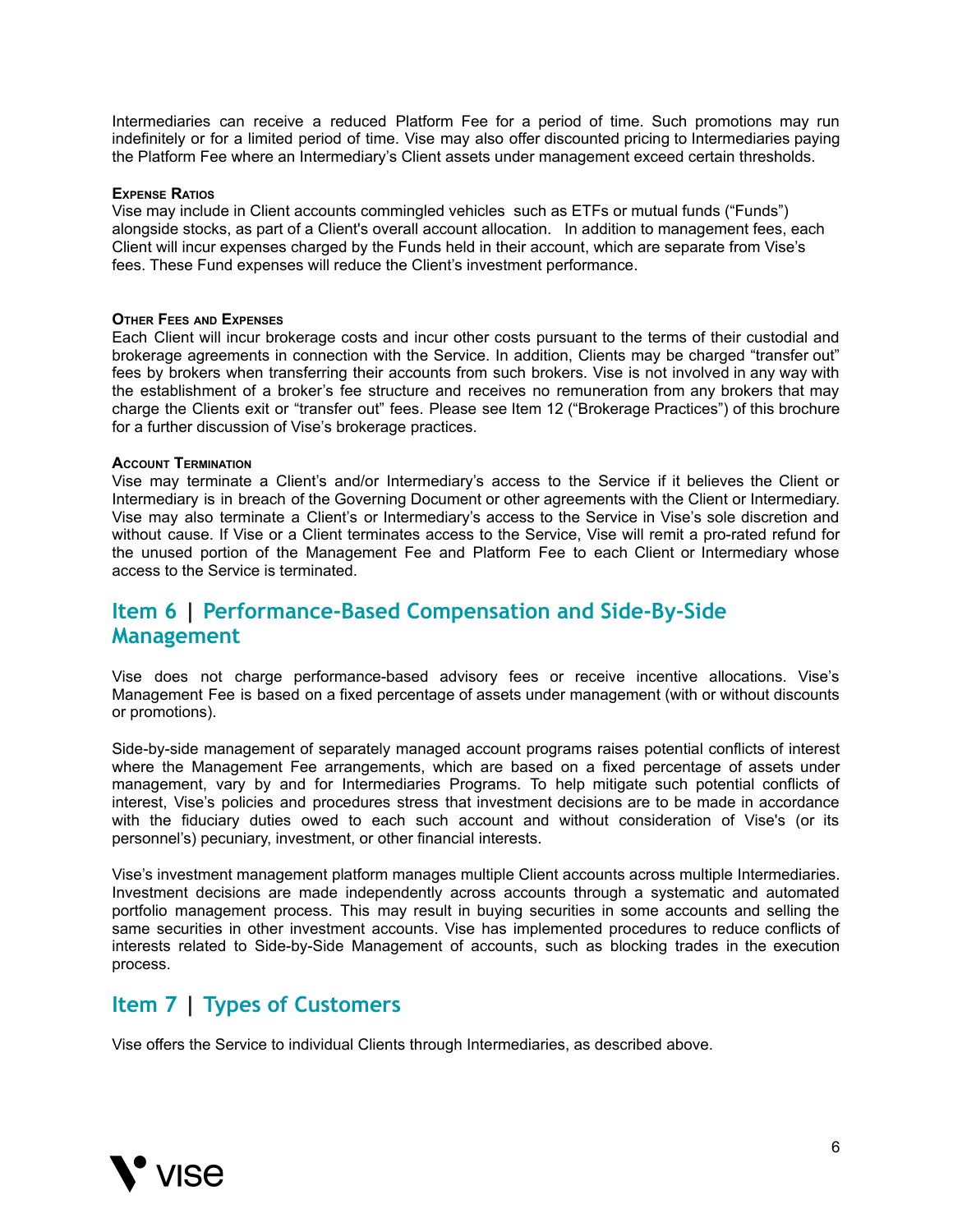Intermediaries can receive a reduced Platform Fee for a period of time. Such promotions may run indefinitely or for a limited period of time. Vise may also offer discounted pricing to Intermediaries paying the Platform Fee where an Intermediary's Client assets under management exceed certain thresholds.

#### Expense Ratios

Vise may include in Client accounts commingled vehicles such as ETFs or mutual funds ("Funds") alongside stocks, as part of a Client's overall account allocation. In addition to management fees, each Client will incur expenses charged by the Funds held in their account, which are separate from Vise's fees. These Fund expenses will reduce the Client's investment performance.

#### Other Fees and Expenses

Each Client will incur brokerage costs and incur other costs pursuant to the terms of their custodial and brokerage agreements in connection with the Service. In addition, Clients may be charged "transfer out" fees by brokers when transferring their accounts from such brokers. Vise is not involved in any way with the establishment of a broker's fee structure and receives no remuneration from any brokers that may charge the Clients exit or "transfer out" fees. Please see Item 12 ("Brokerage Practices") of this brochure for a further discussion of Vise's brokerage practices.

#### Account Termination

Vise may terminate a Client's and/or Intermediary's access to the Service if it believes the Client or Intermediary is in breach of the Governing Document or other agreements with the Client or Intermediary. Vise may also terminate a Client's or Intermediary's access to the Service in Vise's sole discretion and without cause. If Vise or a Client terminates access to the Service, Vise will remit a pro-rated refund for the unused portion of the Management Fee and Platform Fee to each Client or Intermediary whose access to the Service is terminated.

## Item 6 | Performance-Based Compensation and Side-By-Side Management

Vise does not charge performance-based advisory fees or receive incentive allocations. Vise's Management Fee is based on a fixed percentage of assets under management (with or without discounts or promotions).

Side-by-side management of separately managed account programs raises potential conflicts of interest where the Management Fee arrangements, which are based on a fixed percentage of assets under management, vary by and for Intermediaries Programs. To help mitigate such potential conflicts of interest, Vise's policies and procedures stress that investment decisions are to be made in accordance with the fiduciary duties owed to each such account and without consideration of Vise's (or its personnel's) pecuniary, investment, or other financial interests.

Vise's investment management platform manages multiple Client accounts across multiple Intermediaries. Investment decisions are made independently across accounts through a systematic and automated portfolio management process. This may result in buying securities in some accounts and selling the same securities in other investment accounts. Vise has implemented procedures to reduce conflicts of interests related to Side-by-Side Management of accounts, such as blocking trades in the execution process.

## Item 7 | Types of Customers

Vise offers the Service to individual Clients through Intermediaries, as described above.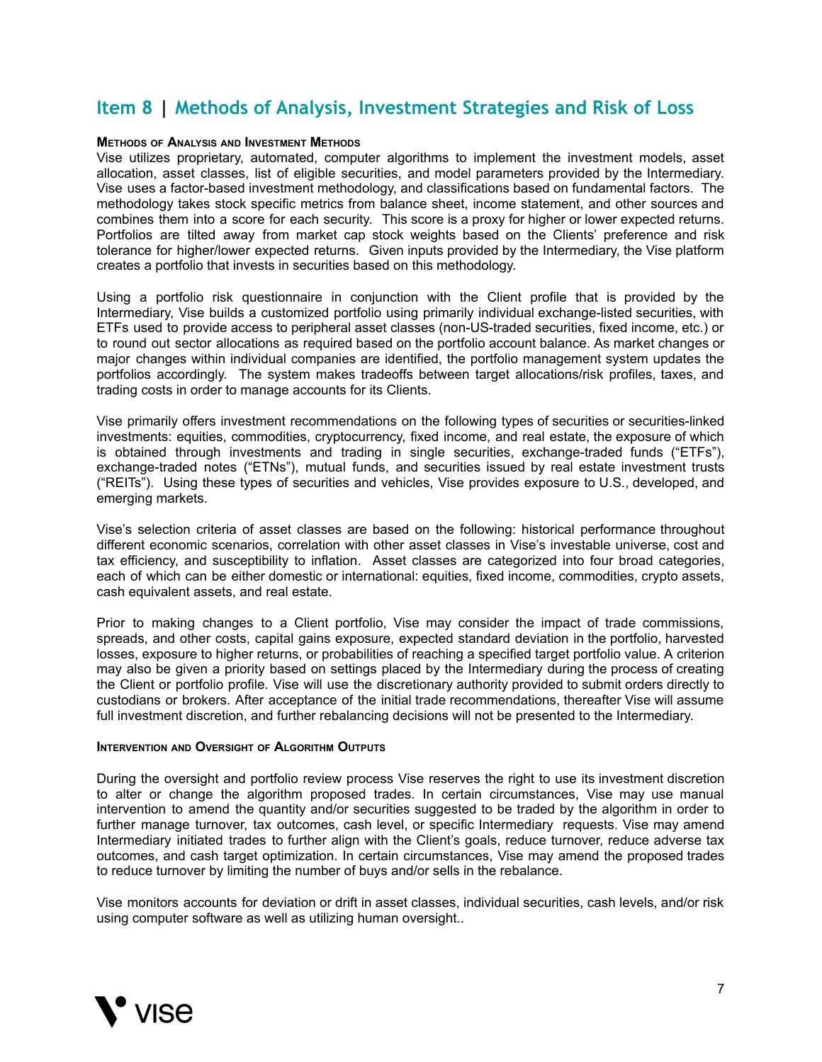## Item 8 | Methods of Analysis, Investment Strategies and Risk of Loss

**METHODS OF ANALYSIS AND INVESTMENT METHODS**

Vise utilizes proprietary, automated, computer algorithms to implement the investment models, asset allocation, asset classes, list of eligible securities, and model parameters provided by the Intermediary. Vise uses a factor-based investment methodology, and classifications based on fundamental factors. The methodology takes stock specific metrics from balance sheet, income statement, and other sources and combines them into a score for each security. This score is a proxy for higher or lower expected returns. Portfolios are tilted away from market cap stock weights based on the Clients' preference and risk tolerance for higher/lower expected returns. Given inputs provided by the Intermediary, the Vise platform creates a portfolio that invests in securities based on this methodology.

Using a portfolio risk questionnaire in conjunction with the Client profile that is provided by the Intermediary, Vise builds a customized portfolio using primarily individual exchange-listed securities, with ETFs used to provide access to peripheral asset classes (non-US-traded securities, fixed income, etc.) or to round out sector allocations as required based on the portfolio account balance. As market changes or major changes within individual companies are identified, the portfolio management system updates the portfolios accordingly. The system makes tradeoffs between target allocations/risk profiles, taxes, and trading costs in order to manage accounts for its Clients.

Vise primarily offers investment recommendations on the following types of securities or securities-linked investments: equities, commodities, cryptocurrency, fixed income, and real estate, the exposure of which is obtained through investments and trading in single securities, exchange-traded funds ("ETFs"), exchange-traded notes ("ETNs"), mutual funds, and securities issued by real estate investment trusts ("REITs"). Using these types of securities and vehicles, Vise provides exposure to U.S., developed, and emerging markets.

Vise's selection criteria of asset classes are based on the following: historical performance throughout different economic scenarios, correlation with other asset classes in Vise's investable universe, cost and tax efficiency, and susceptibility to inflation. Asset classes are categorized into four broad categories, each of which can be either domestic or international: equities, fixed income, commodities, crypto assets, cash equivalent assets, and real estate.

Prior to making changes to a Client portfolio, Vise may consider the impact of trade commissions, spreads, and other costs, capital gains exposure, expected standard deviation in the portfolio, harvested losses, exposure to higher returns, or probabilities of reaching a specified target portfolio value. A criterion may also be given a priority based on settings placed by the Intermediary during the process of creating the Client or portfolio profile. Vise will use the discretionary authority provided to submit orders directly to custodians or brokers. After acceptance of the initial trade recommendations, thereafter Vise will assume full investment discretion, and further rebalancing decisions will not be presented to the Intermediary.

**INTERVENTION AND OVERSIGHT OF ALGORITHM OUTPUTS**

During the oversight and portfolio review process Vise reserves the right to use its investment discretion to alter or change the algorithm proposed trades. In certain circumstances, Vise may use manual intervention to amend the quantity and/or securities suggested to be traded by the algorithm in order to further manage turnover, tax outcomes, cash level, or specific Intermediary requests. Vise may amend Intermediary initiated trades to further align with the Client's goals, reduce turnover, reduce adverse tax outcomes, and cash target optimization. In certain circumstances, Vise may amend the proposed trades to reduce turnover by limiting the number of buys and/or sells in the rebalance.

Vise monitors accounts for deviation or drift in asset classes, individual securities, cash levels, and/or risk using computer software as well as utilizing human oversight..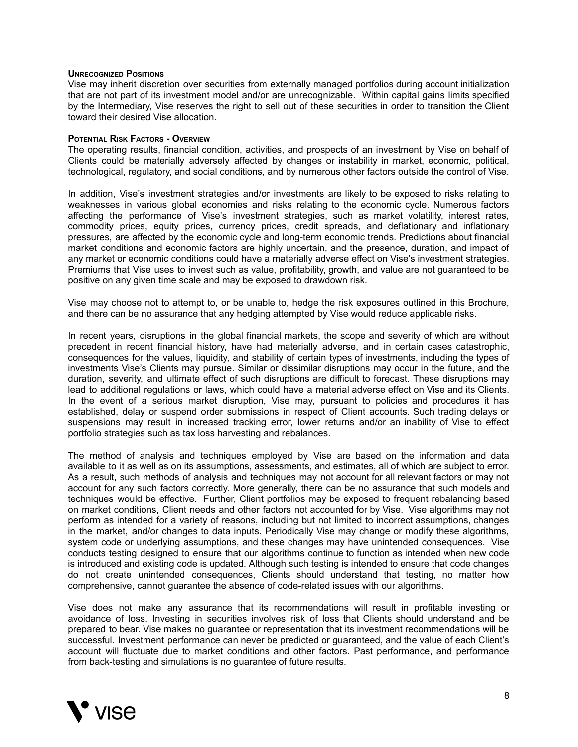### Unrecognized Positions

Vise may inherit discretion over securities from externally managed portfolios during account initialization that are not part of its investment model and/or are unrecognizable. Within capital gains limits specified by the Intermediary, Vise reserves the right to sell out of these securities in order to transition the Client toward their desired Vise allocation.

### Potential Risk Factors - Overview

The operating results, financial condition, activities, and prospects of an investment by Vise on behalf of Clients could be materially adversely affected by changes or instability in market, economic, political, technological, regulatory, and social conditions, and by numerous other factors outside the control of Vise.

In addition, Vise's investment strategies and/or investments are likely to be exposed to risks relating to weaknesses in various global economies and risks relating to the economic cycle. Numerous factors affecting the performance of Vise's investment strategies, such as market volatility, interest rates, commodity prices, equity prices, currency prices, credit spreads, and deflationary and inflationary pressures, are affected by the economic cycle and long-term economic trends. Predictions about financial market conditions and economic factors are highly uncertain, and the presence, duration, and impact of any market or economic conditions could have a materially adverse effect on Vise's investment strategies. Premiums that Vise uses to invest such as value, profitability, growth, and value are not guaranteed to be positive on any given time scale and may be exposed to drawdown risk.

Vise may choose not to attempt to, or be unable to, hedge the risk exposures outlined in this Brochure, and there can be no assurance that any hedging attempted by Vise would reduce applicable risks.

In recent years, disruptions in the global financial markets, the scope and severity of which are without precedent in recent financial history, have had materially adverse, and in certain cases catastrophic, consequences for the values, liquidity, and stability of certain types of investments, including the types of investments Vise's Clients may pursue. Similar or dissimilar disruptions may occur in the future, and the duration, severity, and ultimate effect of such disruptions are difficult to forecast. These disruptions may lead to additional regulations or laws, which could have a material adverse effect on Vise and its Clients. In the event of a serious market disruption, Vise may, pursuant to policies and procedures it has established, delay or suspend order submissions in respect of Client accounts. Such trading delays or suspensions may result in increased tracking error, lower returns and/or an inability of Vise to effect portfolio strategies such as tax loss harvesting and rebalances.

The method of analysis and techniques employed by Vise are based on the information and data available to it as well as on its assumptions, assessments, and estimates, all of which are subject to error. As a result, such methods of analysis and techniques may not account for all relevant factors or may not account for any such factors correctly. More generally, there can be no assurance that such models and techniques would be effective. Further, Client portfolios may be exposed to frequent rebalancing based on market conditions, Client needs and other factors not accounted for by Vise. Vise algorithms may not perform as intended for a variety of reasons, including but not limited to incorrect assumptions, changes in the market, and/or changes to data inputs. Periodically Vise may change or modify these algorithms, system code or underlying assumptions, and these changes may have unintended consequences. Vise conducts testing designed to ensure that our algorithms continue to function as intended when new code is introduced and existing code is updated. Although such testing is intended to ensure that code changes do not create unintended consequences, Clients should understand that testing, no matter how comprehensive, cannot guarantee the absence of code-related issues with our algorithms.

Vise does not make any assurance that its recommendations will result in profitable investing or avoidance of loss. Investing in securities involves risk of loss that Clients should understand and be prepared to bear. Vise makes no guarantee or representation that its investment recommendations will be successful. Investment performance can never be predicted or guaranteed, and the value of each Client's account will fluctuate due to market conditions and other factors. Past performance, and performance from back-testing and simulations is no guarantee of future results.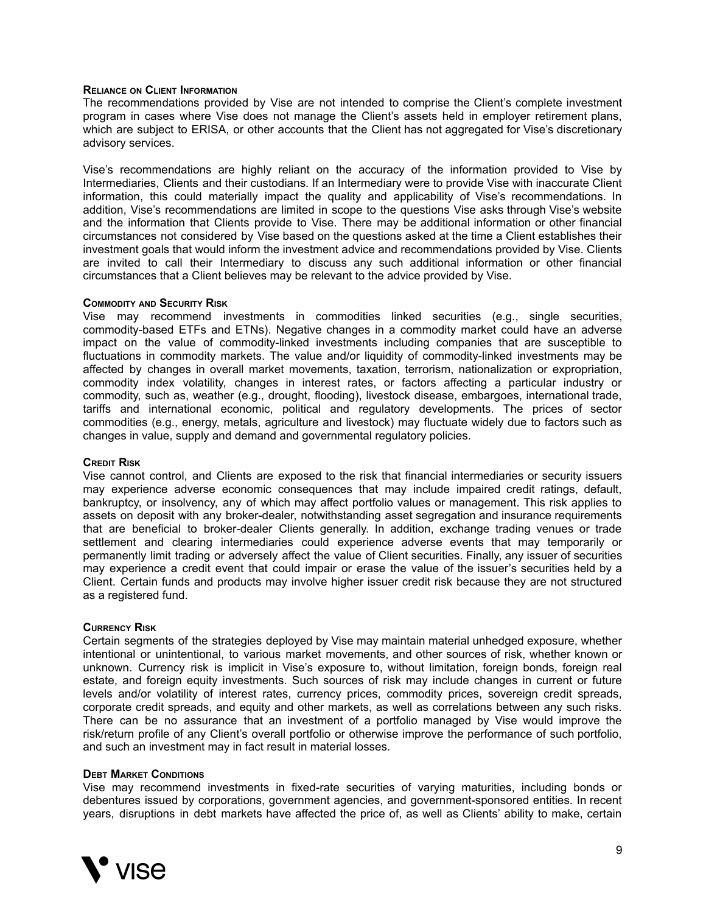#### Reliance on Client Information

The recommendations provided by Vise are not intended to comprise the Client's complete investment program in cases where Vise does not manage the Client's assets held in employer retirement plans, which are subject to ERISA, or other accounts that the Client has not aggregated for Vise's discretionary advisory services.

Vise's recommendations are highly reliant on the accuracy of the information provided to Vise by Intermediaries, Clients and their custodians. If an Intermediary were to provide Vise with inaccurate Client information, this could materially impact the quality and applicability of Vise's recommendations. In addition, Vise's recommendations are limited in scope to the questions Vise asks through Vise's website and the information that Clients provide to Vise. There may be additional information or other financial circumstances not considered by Vise based on the questions asked at the time a Client establishes their investment goals that would inform the investment advice and recommendations provided by Vise. Clients are invited to call their Intermediary to discuss any such additional information or other financial circumstances that a Client believes may be relevant to the advice provided by Vise.

#### Commodity and Security Risk

Vise may recommend investments in commodities linked securities (e.g., single securities, commodity-based ETFs and ETNs). Negative changes in a commodity market could have an adverse impact on the value of commodity-linked investments including companies that are susceptible to fluctuations in commodity markets. The value and/or liquidity of commodity-linked investments may be affected by changes in overall market movements, taxation, terrorism, nationalization or expropriation, commodity index volatility, changes in interest rates, or factors affecting a particular industry or commodity, such as, weather (e.g., drought, flooding), livestock disease, embargoes, international trade, tariffs and international economic, political and regulatory developments. The prices of sector commodities (e.g., energy, metals, agriculture and livestock) may fluctuate widely due to factors such as changes in value, supply and demand and governmental regulatory policies.

#### Credit Risk

Vise cannot control, and Clients are exposed to the risk that financial intermediaries or security issuers may experience adverse economic consequences that may include impaired credit ratings, default, bankruptcy, or insolvency, any of which may affect portfolio values or management. This risk applies to assets on deposit with any broker-dealer, notwithstanding asset segregation and insurance requirements that are beneficial to broker-dealer Clients generally. In addition, exchange trading venues or trade settlement and clearing intermediaries could experience adverse events that may temporarily or permanently limit trading or adversely affect the value of Client securities. Finally, any issuer of securities may experience a credit event that could impair or erase the value of the issuer's securities held by a Client. Certain funds and products may involve higher issuer credit risk because they are not structured as a registered fund.

#### Currency Risk

Certain segments of the strategies deployed by Vise may maintain material unhedged exposure, whether intentional or unintentional, to various market movements, and other sources of risk, whether known or unknown. Currency risk is implicit in Vise's exposure to, without limitation, foreign bonds, foreign real estate, and foreign equity investments. Such sources of risk may include changes in current or future levels and/or volatility of interest rates, currency prices, commodity prices, sovereign credit spreads, corporate credit spreads, and equity and other markets, as well as correlations between any such risks. There can be no assurance that an investment of a portfolio managed by Vise would improve the risk/return profile of any Client's overall portfolio or otherwise improve the performance of such portfolio, and such an investment may in fact result in material losses.

#### Debt Market Conditions

Vise may recommend investments in fixed-rate securities of varying maturities, including bonds or debentures issued by corporations, government agencies, and government-sponsored entities. In recent years, disruptions in debt markets have affected the price of, as well as Clients' ability to make, certain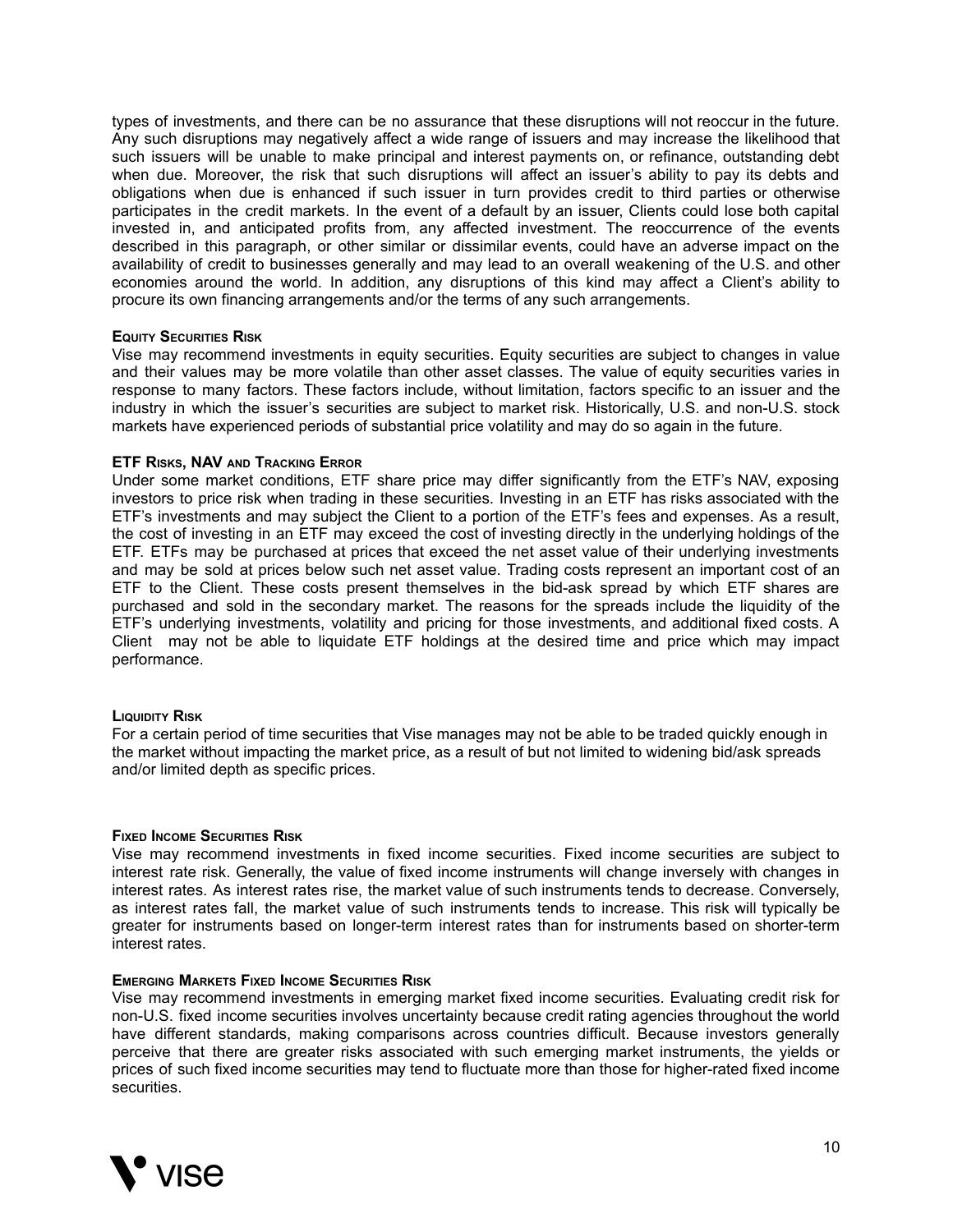types of investments, and there can be no assurance that these disruptions will not reoccur in the future. Any such disruptions may negatively affect a wide range of issuers and may increase the likelihood that such issuers will be unable to make principal and interest payments on, or refinance, outstanding debt when due. Moreover, the risk that such disruptions will affect an issuer's ability to pay its debts and obligations when due is enhanced if such issuer in turn provides credit to third parties or otherwise participates in the credit markets. In the event of a default by an issuer, Clients could lose both capital invested in, and anticipated profits from, any affected investment. The reoccurrence of the events described in this paragraph, or other similar or dissimilar events, could have an adverse impact on the availability of credit to businesses generally and may lead to an overall weakening of the U.S. and other economies around the world. In addition, any disruptions of this kind may affect a Client's ability to procure its own financing arrangements and/or the terms of any such arrangements.

**Equity Securities Risk**

Vise may recommend investments in equity securities. Equity securities are subject to changes in value and their values may be more volatile than other asset classes. The value of equity securities varies in response to many factors. These factors include, without limitation, factors specific to an issuer and the industry in which the issuer's securities are subject to market risk. Historically, U.S. and non-U.S. stock markets have experienced periods of substantial price volatility and may do so again in the future.

**ETF Risks, NAV and Tracking Error**

Under some market conditions, ETF share price may differ significantly from the ETF's NAV, exposing investors to price risk when trading in these securities. Investing in an ETF has risks associated with the ETF's investments and may subject the Client to a portion of the ETF's fees and expenses. As a result, the cost of investing in an ETF may exceed the cost of investing directly in the underlying holdings of the ETF. ETFs may be purchased at prices that exceed the net asset value of their underlying investments and may be sold at prices below such net asset value. Trading costs represent an important cost of an ETF to the Client. These costs present themselves in the bid-ask spread by which ETF shares are purchased and sold in the secondary market. The reasons for the spreads include the liquidity of the ETF's underlying investments, volatility and pricing for those investments, and additional fixed costs. A Client may not be able to liquidate ETF holdings at the desired time and price which may impact performance.

**Liquidity Risk**

For a certain period of time securities that Vise manages may not be able to be traded quickly enough in the market without impacting the market price, as a result of but not limited to widening bid/ask spreads and/or limited depth as specific prices.

**Fixed Income Securities Risk**

Vise may recommend investments in fixed income securities. Fixed income securities are subject to interest rate risk. Generally, the value of fixed income instruments will change inversely with changes in interest rates. As interest rates rise, the market value of such instruments tends to decrease. Conversely, as interest rates fall, the market value of such instruments tends to increase. This risk will typically be greater for instruments based on longer-term interest rates than for instruments based on shorter-term interest rates.

**Emerging Markets Fixed Income Securities Risk**

Vise may recommend investments in emerging market fixed income securities. Evaluating credit risk for non-U.S. fixed income securities involves uncertainty because credit rating agencies throughout the world have different standards, making comparisons across countries difficult. Because investors generally perceive that there are greater risks associated with such emerging market instruments, the yields or prices of such fixed income securities may tend to fluctuate more than those for higher-rated fixed income securities.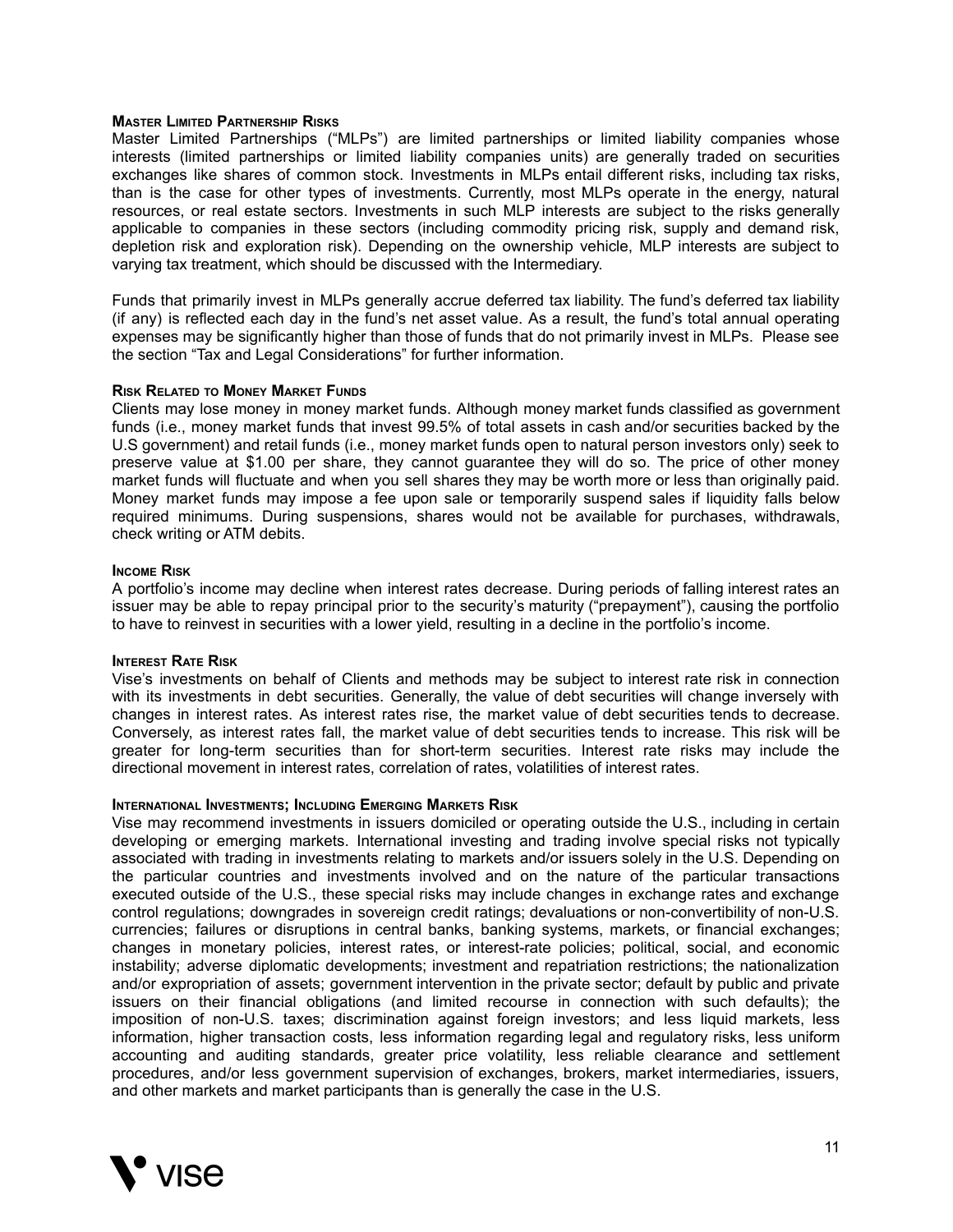#### Master Limited Partnership Risks

Master Limited Partnerships ("MLPs") are limited partnerships or limited liability companies whose interests (limited partnerships or limited liability companies units) are generally traded on securities exchanges like shares of common stock. Investments in MLPs entail different risks, including tax risks, than is the case for other types of investments. Currently, most MLPs operate in the energy, natural resources, or real estate sectors. Investments in such MLP interests are subject to the risks generally applicable to companies in these sectors (including commodity pricing risk, supply and demand risk, depletion risk and exploration risk). Depending on the ownership vehicle, MLP interests are subject to varying tax treatment, which should be discussed with the Intermediary.

Funds that primarily invest in MLPs generally accrue deferred tax liability. The fund's deferred tax liability (if any) is reflected each day in the fund's net asset value. As a result, the fund's total annual operating expenses may be significantly higher than those of funds that do not primarily invest in MLPs. Please see the section "Tax and Legal Considerations" for further information.

#### Risk Related to Money Market Funds

Clients may lose money in money market funds. Although money market funds classified as government funds (i.e., money market funds that invest 99.5% of total assets in cash and/or securities backed by the U.S government) and retail funds (i.e., money market funds open to natural person investors only) seek to preserve value at $1.00 per share, they cannot guarantee they will do so. The price of other money market funds will fluctuate and when you sell shares they may be worth more or less than originally paid. Money market funds may impose a fee upon sale or temporarily suspend sales if liquidity falls below required minimums. During suspensions, shares would not be available for purchases, withdrawals, check writing or ATM debits.

#### Income Risk

A portfolio's income may decline when interest rates decrease. During periods of falling interest rates an issuer may be able to repay principal prior to the security's maturity ("prepayment"), causing the portfolio to have to reinvest in securities with a lower yield, resulting in a decline in the portfolio's income.

#### Interest Rate Risk

Vise's investments on behalf of Clients and methods may be subject to interest rate risk in connection with its investments in debt securities. Generally, the value of debt securities will change inversely with changes in interest rates. As interest rates rise, the market value of debt securities tends to decrease. Conversely, as interest rates fall, the market value of debt securities tends to increase. This risk will be greater for long-term securities than for short-term securities. Interest rate risks may include the directional movement in interest rates, correlation of rates, volatilities of interest rates.

#### International Investments; Including Emerging Markets Risk

Vise may recommend investments in issuers domiciled or operating outside the U.S., including in certain developing or emerging markets. International investing and trading involve special risks not typically associated with trading in investments relating to markets and/or issuers solely in the U.S. Depending on the particular countries and investments involved and on the nature of the particular transactions executed outside of the U.S., these special risks may include changes in exchange rates and exchange control regulations; downgrades in sovereign credit ratings; devaluations or non-convertibility of non-U.S. currencies; failures or disruptions in central banks, banking systems, markets, or financial exchanges; changes in monetary policies, interest rates, or interest-rate policies; political, social, and economic instability; adverse diplomatic developments; investment and repatriation restrictions; the nationalization and/or expropriation of assets; government intervention in the private sector; default by public and private issuers on their financial obligations (and limited recourse in connection with such defaults); the imposition of non-U.S. taxes; discrimination against foreign investors; and less liquid markets, less information, higher transaction costs, less information regarding legal and regulatory risks, less uniform accounting and auditing standards, greater price volatility, less reliable clearance and settlement procedures, and/or less government supervision of exchanges, brokers, market intermediaries, issuers, and other markets and market participants than is generally the case in the U.S.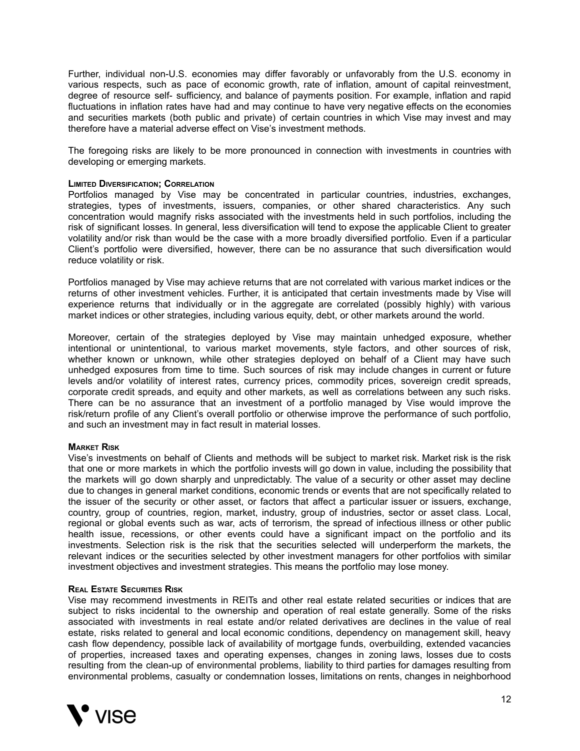Further, individual non-U.S. economies may differ favorably or unfavorably from the U.S. economy in various respects, such as pace of economic growth, rate of inflation, amount of capital reinvestment, degree of resource self- sufficiency, and balance of payments position. For example, inflation and rapid fluctuations in inflation rates have had and may continue to have very negative effects on the economies and securities markets (both public and private) of certain countries in which Vise may invest and may therefore have a material adverse effect on Vise's investment methods.

The foregoing risks are likely to be more pronounced in connection with investments in countries with developing or emerging markets.

**Limited Diversification; Correlation**

Portfolios managed by Vise may be concentrated in particular countries, industries, exchanges, strategies, types of investments, issuers, companies, or other shared characteristics. Any such concentration would magnify risks associated with the investments held in such portfolios, including the risk of significant losses. In general, less diversification will tend to expose the applicable Client to greater volatility and/or risk than would be the case with a more broadly diversified portfolio. Even if a particular Client's portfolio were diversified, however, there can be no assurance that such diversification would reduce volatility or risk.

Portfolios managed by Vise may achieve returns that are not correlated with various market indices or the returns of other investment vehicles. Further, it is anticipated that certain investments made by Vise will experience returns that individually or in the aggregate are correlated (possibly highly) with various market indices or other strategies, including various equity, debt, or other markets around the world.

Moreover, certain of the strategies deployed by Vise may maintain unhedged exposure, whether intentional or unintentional, to various market movements, style factors, and other sources of risk, whether known or unknown, while other strategies deployed on behalf of a Client may have such unhedged exposures from time to time. Such sources of risk may include changes in current or future levels and/or volatility of interest rates, currency prices, commodity prices, sovereign credit spreads, corporate credit spreads, and equity and other markets, as well as correlations between any such risks. There can be no assurance that an investment of a portfolio managed by Vise would improve the risk/return profile of any Client's overall portfolio or otherwise improve the performance of such portfolio, and such an investment may in fact result in material losses.

**Market Risk**

Vise's investments on behalf of Clients and methods will be subject to market risk. Market risk is the risk that one or more markets in which the portfolio invests will go down in value, including the possibility that the markets will go down sharply and unpredictably. The value of a security or other asset may decline due to changes in general market conditions, economic trends or events that are not specifically related to the issuer of the security or other asset, or factors that affect a particular issuer or issuers, exchange, country, group of countries, region, market, industry, group of industries, sector or asset class. Local, regional or global events such as war, acts of terrorism, the spread of infectious illness or other public health issue, recessions, or other events could have a significant impact on the portfolio and its investments. Selection risk is the risk that the securities selected will underperform the markets, the relevant indices or the securities selected by other investment managers for other portfolios with similar investment objectives and investment strategies. This means the portfolio may lose money.

**Real Estate Securities Risk**

Vise may recommend investments in REITs and other real estate related securities or indices that are subject to risks incidental to the ownership and operation of real estate generally. Some of the risks associated with investments in general real estate and/or related derivatives are declines in the value of real estate, risks related to general and local economic conditions, dependency on management skill, heavy cash flow dependency, possible lack of availability of mortgage funds, overbuilding, extended vacancies of properties, increased taxes and operating expenses, changes in zoning laws, losses due to costs resulting from the clean-up of environmental problems, liability to third parties for damages resulting from environmental problems, casualty or condemnation losses, limitations on rents, changes in neighborhood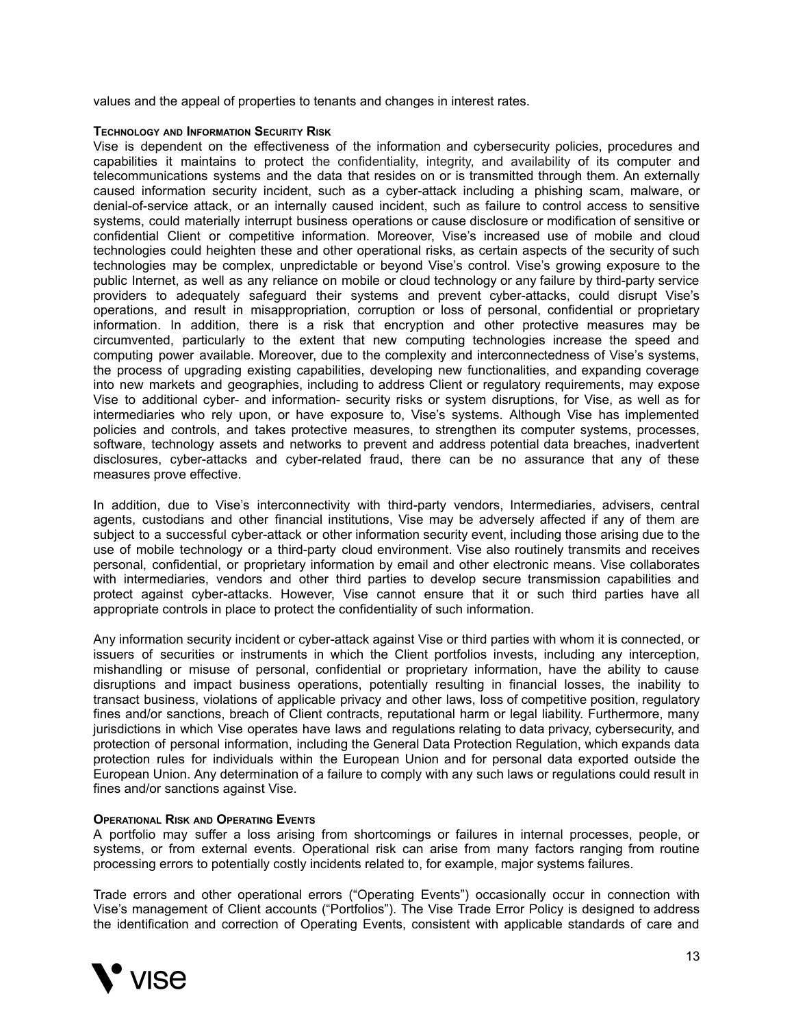values and the appeal of properties to tenants and changes in interest rates.

#### Technology and Information Security Risk

Vise is dependent on the effectiveness of the information and cybersecurity policies, procedures and capabilities it maintains to protect the confidentiality, integrity, and availability of its computer and telecommunications systems and the data that resides on or is transmitted through them. An externally caused information security incident, such as a cyber-attack including a phishing scam, malware, or denial-of-service attack, or an internally caused incident, such as failure to control access to sensitive systems, could materially interrupt business operations or cause disclosure or modification of sensitive or confidential Client or competitive information. Moreover, Vise's increased use of mobile and cloud technologies could heighten these and other operational risks, as certain aspects of the security of such technologies may be complex, unpredictable or beyond Vise's control. Vise's growing exposure to the public Internet, as well as any reliance on mobile or cloud technology or any failure by third-party service providers to adequately safeguard their systems and prevent cyber-attacks, could disrupt Vise's operations, and result in misappropriation, corruption or loss of personal, confidential or proprietary information. In addition, there is a risk that encryption and other protective measures may be circumvented, particularly to the extent that new computing technologies increase the speed and computing power available. Moreover, due to the complexity and interconnectedness of Vise's systems, the process of upgrading existing capabilities, developing new functionalities, and expanding coverage into new markets and geographies, including to address Client or regulatory requirements, may expose Vise to additional cyber- and information- security risks or system disruptions, for Vise, as well as for intermediaries who rely upon, or have exposure to, Vise's systems. Although Vise has implemented policies and controls, and takes protective measures, to strengthen its computer systems, processes, software, technology assets and networks to prevent and address potential data breaches, inadvertent disclosures, cyber-attacks and cyber-related fraud, there can be no assurance that any of these measures prove effective.

In addition, due to Vise's interconnectivity with third-party vendors, Intermediaries, advisers, central agents, custodians and other financial institutions, Vise may be adversely affected if any of them are subject to a successful cyber-attack or other information security event, including those arising due to the use of mobile technology or a third-party cloud environment. Vise also routinely transmits and receives personal, confidential, or proprietary information by email and other electronic means. Vise collaborates with intermediaries, vendors and other third parties to develop secure transmission capabilities and protect against cyber-attacks. However, Vise cannot ensure that it or such third parties have all appropriate controls in place to protect the confidentiality of such information.

Any information security incident or cyber-attack against Vise or third parties with whom it is connected, or issuers of securities or instruments in which the Client portfolios invests, including any interception, mishandling or misuse of personal, confidential or proprietary information, have the ability to cause disruptions and impact business operations, potentially resulting in financial losses, the inability to transact business, violations of applicable privacy and other laws, loss of competitive position, regulatory fines and/or sanctions, breach of Client contracts, reputational harm or legal liability. Furthermore, many jurisdictions in which Vise operates have laws and regulations relating to data privacy, cybersecurity, and protection of personal information, including the General Data Protection Regulation, which expands data protection rules for individuals within the European Union and for personal data exported outside the European Union. Any determination of a failure to comply with any such laws or regulations could result in fines and/or sanctions against Vise.

#### Operational Risk and Operating Events

A portfolio may suffer a loss arising from shortcomings or failures in internal processes, people, or systems, or from external events. Operational risk can arise from many factors ranging from routine processing errors to potentially costly incidents related to, for example, major systems failures.

Trade errors and other operational errors ("Operating Events") occasionally occur in connection with Vise's management of Client accounts ("Portfolios"). The Vise Trade Error Policy is designed to address the identification and correction of Operating Events, consistent with applicable standards of care and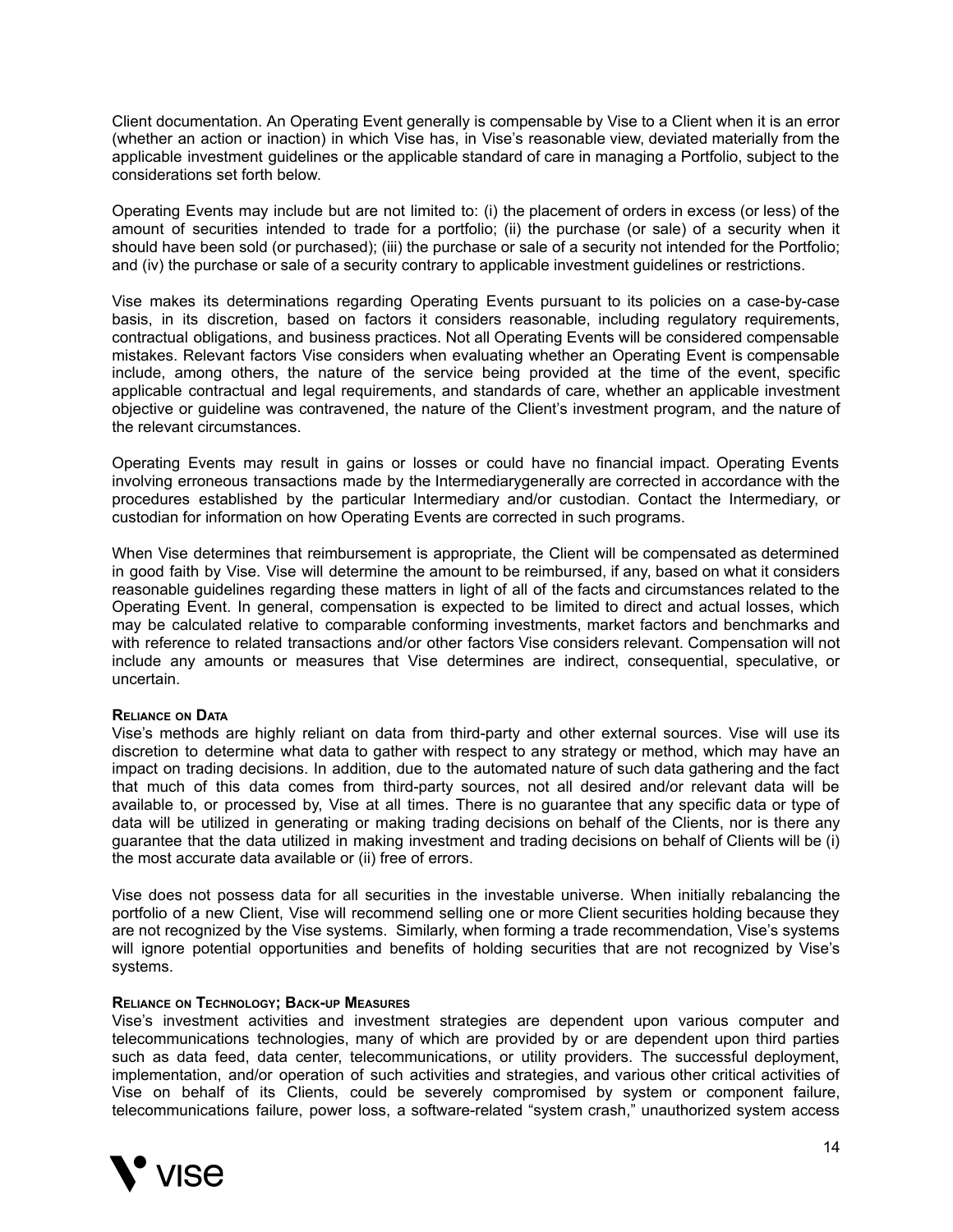Client documentation. An Operating Event generally is compensable by Vise to a Client when it is an error (whether an action or inaction) in which Vise has, in Vise's reasonable view, deviated materially from the applicable investment guidelines or the applicable standard of care in managing a Portfolio, subject to the considerations set forth below.

Operating Events may include but are not limited to: (i) the placement of orders in excess (or less) of the amount of securities intended to trade for a portfolio; (ii) the purchase (or sale) of a security when it should have been sold (or purchased); (iii) the purchase or sale of a security not intended for the Portfolio; and (iv) the purchase or sale of a security contrary to applicable investment guidelines or restrictions.

Vise makes its determinations regarding Operating Events pursuant to its policies on a case-by-case basis, in its discretion, based on factors it considers reasonable, including regulatory requirements, contractual obligations, and business practices. Not all Operating Events will be considered compensable mistakes. Relevant factors Vise considers when evaluating whether an Operating Event is compensable include, among others, the nature of the service being provided at the time of the event, specific applicable contractual and legal requirements, and standards of care, whether an applicable investment objective or guideline was contravened, the nature of the Client's investment program, and the nature of the relevant circumstances.

Operating Events may result in gains or losses or could have no financial impact. Operating Events involving erroneous transactions made by the Intermediarygenerally are corrected in accordance with the procedures established by the particular Intermediary and/or custodian. Contact the Intermediary, or custodian for information on how Operating Events are corrected in such programs.

When Vise determines that reimbursement is appropriate, the Client will be compensated as determined in good faith by Vise. Vise will determine the amount to be reimbursed, if any, based on what it considers reasonable guidelines regarding these matters in light of all of the facts and circumstances related to the Operating Event. In general, compensation is expected to be limited to direct and actual losses, which may be calculated relative to comparable conforming investments, market factors and benchmarks and with reference to related transactions and/or other factors Vise considers relevant. Compensation will not include any amounts or measures that Vise determines are indirect, consequential, speculative, or uncertain.

#### Reliance on Data

Vise's methods are highly reliant on data from third-party and other external sources. Vise will use its discretion to determine what data to gather with respect to any strategy or method, which may have an impact on trading decisions. In addition, due to the automated nature of such data gathering and the fact that much of this data comes from third-party sources, not all desired and/or relevant data will be available to, or processed by, Vise at all times. There is no guarantee that any specific data or type of data will be utilized in generating or making trading decisions on behalf of the Clients, nor is there any guarantee that the data utilized in making investment and trading decisions on behalf of Clients will be (i) the most accurate data available or (ii) free of errors.

Vise does not possess data for all securities in the investable universe. When initially rebalancing the portfolio of a new Client, Vise will recommend selling one or more Client securities holding because they are not recognized by the Vise systems. Similarly, when forming a trade recommendation, Vise's systems will ignore potential opportunities and benefits of holding securities that are not recognized by Vise's systems.

#### Reliance on Technology; Back-up Measures

Vise's investment activities and investment strategies are dependent upon various computer and telecommunications technologies, many of which are provided by or are dependent upon third parties such as data feed, data center, telecommunications, or utility providers. The successful deployment, implementation, and/or operation of such activities and strategies, and various other critical activities of Vise on behalf of its Clients, could be severely compromised by system or component failure, telecommunications failure, power loss, a software-related "system crash," unauthorized system access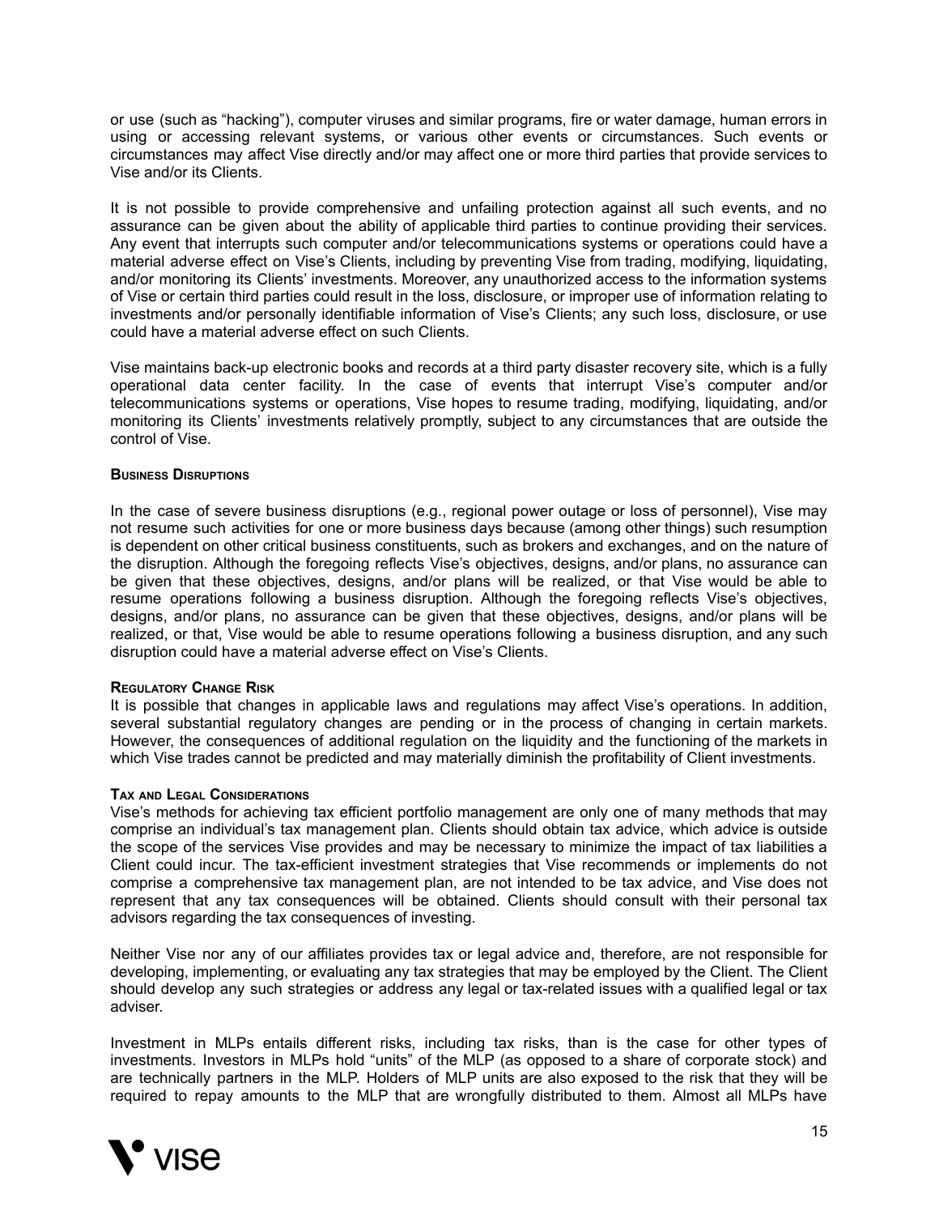or use (such as "hacking"), computer viruses and similar programs, fire or water damage, human errors in using or accessing relevant systems, or various other events or circumstances. Such events or circumstances may affect Vise directly and/or may affect one or more third parties that provide services to Vise and/or its Clients.

It is not possible to provide comprehensive and unfailing protection against all such events, and no assurance can be given about the ability of applicable third parties to continue providing their services. Any event that interrupts such computer and/or telecommunications systems or operations could have a material adverse effect on Vise's Clients, including by preventing Vise from trading, modifying, liquidating, and/or monitoring its Clients' investments. Moreover, any unauthorized access to the information systems of Vise or certain third parties could result in the loss, disclosure, or improper use of information relating to investments and/or personally identifiable information of Vise's Clients; any such loss, disclosure, or use could have a material adverse effect on such Clients.

Vise maintains back-up electronic books and records at a third party disaster recovery site, which is a fully operational data center facility. In the case of events that interrupt Vise's computer and/or telecommunications systems or operations, Vise hopes to resume trading, modifying, liquidating, and/or monitoring its Clients' investments relatively promptly, subject to any circumstances that are outside the control of Vise.

#### Business Disruptions

In the case of severe business disruptions (e.g., regional power outage or loss of personnel), Vise may not resume such activities for one or more business days because (among other things) such resumption is dependent on other critical business constituents, such as brokers and exchanges, and on the nature of the disruption. Although the foregoing reflects Vise's objectives, designs, and/or plans, no assurance can be given that these objectives, designs, and/or plans will be realized, or that Vise would be able to resume operations following a business disruption. Although the foregoing reflects Vise's objectives, designs, and/or plans, no assurance can be given that these objectives, designs, and/or plans will be realized, or that, Vise would be able to resume operations following a business disruption, and any such disruption could have a material adverse effect on Vise's Clients.

#### Regulatory Change Risk

It is possible that changes in applicable laws and regulations may affect Vise's operations. In addition, several substantial regulatory changes are pending or in the process of changing in certain markets. However, the consequences of additional regulation on the liquidity and the functioning of the markets in which Vise trades cannot be predicted and may materially diminish the profitability of Client investments.

#### Tax and Legal Considerations

Vise's methods for achieving tax efficient portfolio management are only one of many methods that may comprise an individual's tax management plan. Clients should obtain tax advice, which advice is outside the scope of the services Vise provides and may be necessary to minimize the impact of tax liabilities a Client could incur. The tax-efficient investment strategies that Vise recommends or implements do not comprise a comprehensive tax management plan, are not intended to be tax advice, and Vise does not represent that any tax consequences will be obtained. Clients should consult with their personal tax advisors regarding the tax consequences of investing.

Neither Vise nor any of our affiliates provides tax or legal advice and, therefore, are not responsible for developing, implementing, or evaluating any tax strategies that may be employed by the Client. The Client should develop any such strategies or address any legal or tax-related issues with a qualified legal or tax adviser.

Investment in MLPs entails different risks, including tax risks, than is the case for other types of investments. Investors in MLPs hold "units" of the MLP (as opposed to a share of corporate stock) and are technically partners in the MLP. Holders of MLP units are also exposed to the risk that they will be required to repay amounts to the MLP that are wrongfully distributed to them. Almost all MLPs have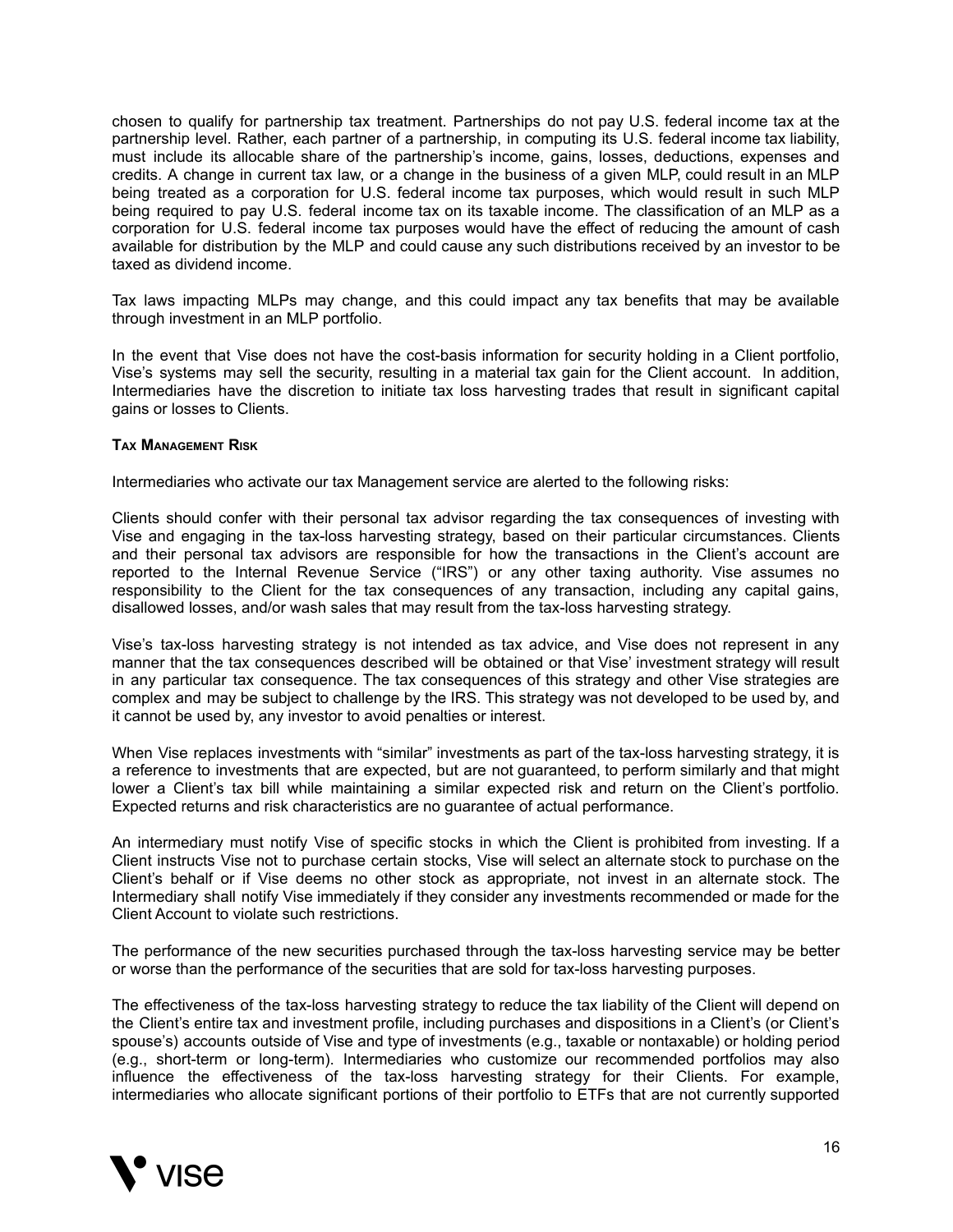chosen to qualify for partnership tax treatment. Partnerships do not pay U.S. federal income tax at the partnership level. Rather, each partner of a partnership, in computing its U.S. federal income tax liability, must include its allocable share of the partnership's income, gains, losses, deductions, expenses and credits. A change in current tax law, or a change in the business of a given MLP, could result in an MLP being treated as a corporation for U.S. federal income tax purposes, which would result in such MLP being required to pay U.S. federal income tax on its taxable income. The classification of an MLP as a corporation for U.S. federal income tax purposes would have the effect of reducing the amount of cash available for distribution by the MLP and could cause any such distributions received by an investor to be taxed as dividend income.

Tax laws impacting MLPs may change, and this could impact any tax benefits that may be available through investment in an MLP portfolio.

In the event that Vise does not have the cost-basis information for security holding in a Client portfolio, Vise's systems may sell the security, resulting in a material tax gain for the Client account. In addition, Intermediaries have the discretion to initiate tax loss harvesting trades that result in significant capital gains or losses to Clients.

**Tax Management Risk**

Intermediaries who activate our tax Management service are alerted to the following risks:

Clients should confer with their personal tax advisor regarding the tax consequences of investing with Vise and engaging in the tax-loss harvesting strategy, based on their particular circumstances. Clients and their personal tax advisors are responsible for how the transactions in the Client's account are reported to the Internal Revenue Service ("IRS") or any other taxing authority. Vise assumes no responsibility to the Client for the tax consequences of any transaction, including any capital gains, disallowed losses, and/or wash sales that may result from the tax-loss harvesting strategy.

Vise's tax-loss harvesting strategy is not intended as tax advice, and Vise does not represent in any manner that the tax consequences described will be obtained or that Vise' investment strategy will result in any particular tax consequence. The tax consequences of this strategy and other Vise strategies are complex and may be subject to challenge by the IRS. This strategy was not developed to be used by, and it cannot be used by, any investor to avoid penalties or interest.

When Vise replaces investments with "similar" investments as part of the tax-loss harvesting strategy, it is a reference to investments that are expected, but are not guaranteed, to perform similarly and that might lower a Client's tax bill while maintaining a similar expected risk and return on the Client's portfolio. Expected returns and risk characteristics are no guarantee of actual performance.

An intermediary must notify Vise of specific stocks in which the Client is prohibited from investing. If a Client instructs Vise not to purchase certain stocks, Vise will select an alternate stock to purchase on the Client's behalf or if Vise deems no other stock as appropriate, not invest in an alternate stock. The Intermediary shall notify Vise immediately if they consider any investments recommended or made for the Client Account to violate such restrictions.

The performance of the new securities purchased through the tax-loss harvesting service may be better or worse than the performance of the securities that are sold for tax-loss harvesting purposes.

The effectiveness of the tax-loss harvesting strategy to reduce the tax liability of the Client will depend on the Client's entire tax and investment profile, including purchases and dispositions in a Client's (or Client's spouse's) accounts outside of Vise and type of investments (e.g., taxable or nontaxable) or holding period (e.g., short-term or long-term). Intermediaries who customize our recommended portfolios may also influence the effectiveness of the tax-loss harvesting strategy for their Clients. For example, intermediaries who allocate significant portions of their portfolio to ETFs that are not currently supported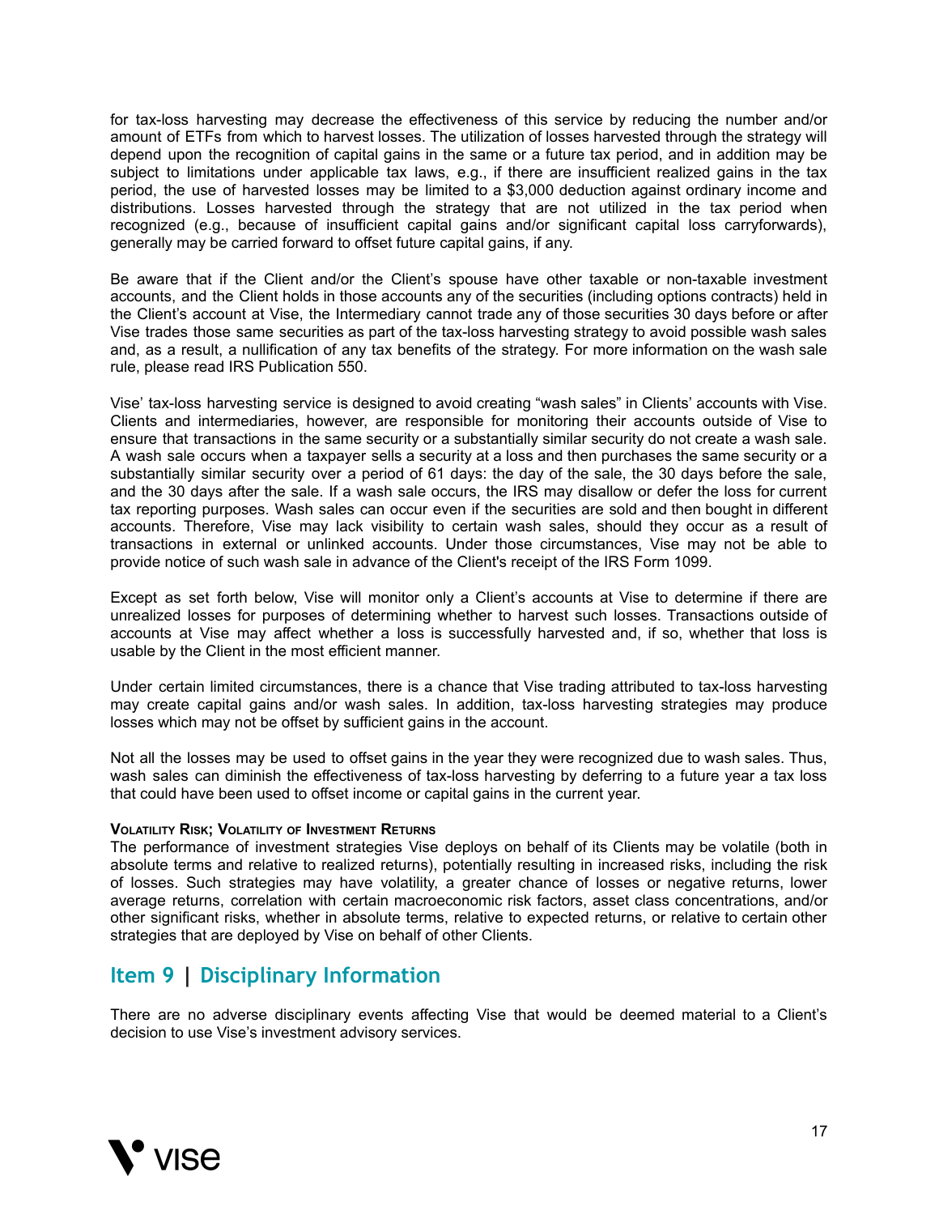for tax-loss harvesting may decrease the effectiveness of this service by reducing the number and/or amount of ETFs from which to harvest losses. The utilization of losses harvested through the strategy will depend upon the recognition of capital gains in the same or a future tax period, and in addition may be subject to limitations under applicable tax laws, e.g., if there are insufficient realized gains in the tax period, the use of harvested losses may be limited to a $3,000 deduction against ordinary income and distributions. Losses harvested through the strategy that are not utilized in the tax period when recognized (e.g., because of insufficient capital gains and/or significant capital loss carryforwards), generally may be carried forward to offset future capital gains, if any.

Be aware that if the Client and/or the Client's spouse have other taxable or non-taxable investment accounts, and the Client holds in those accounts any of the securities (including options contracts) held in the Client's account at Vise, the Intermediary cannot trade any of those securities 30 days before or after Vise trades those same securities as part of the tax-loss harvesting strategy to avoid possible wash sales and, as a result, a nullification of any tax benefits of the strategy. For more information on the wash sale rule, please read IRS Publication 550.

Vise' tax-loss harvesting service is designed to avoid creating "wash sales" in Clients' accounts with Vise. Clients and intermediaries, however, are responsible for monitoring their accounts outside of Vise to ensure that transactions in the same security or a substantially similar security do not create a wash sale. A wash sale occurs when a taxpayer sells a security at a loss and then purchases the same security or a substantially similar security over a period of 61 days: the day of the sale, the 30 days before the sale, and the 30 days after the sale. If a wash sale occurs, the IRS may disallow or defer the loss for current tax reporting purposes. Wash sales can occur even if the securities are sold and then bought in different accounts. Therefore, Vise may lack visibility to certain wash sales, should they occur as a result of transactions in external or unlinked accounts. Under those circumstances, Vise may not be able to provide notice of such wash sale in advance of the Client's receipt of the IRS Form 1099.

Except as set forth below, Vise will monitor only a Client's accounts at Vise to determine if there are unrealized losses for purposes of determining whether to harvest such losses. Transactions outside of accounts at Vise may affect whether a loss is successfully harvested and, if so, whether that loss is usable by the Client in the most efficient manner.

Under certain limited circumstances, there is a chance that Vise trading attributed to tax-loss harvesting may create capital gains and/or wash sales. In addition, tax-loss harvesting strategies may produce losses which may not be offset by sufficient gains in the account.

Not all the losses may be used to offset gains in the year they were recognized due to wash sales. Thus, wash sales can diminish the effectiveness of tax-loss harvesting by deferring to a future year a tax loss that could have been used to offset income or capital gains in the current year.

**Volatility Risk; Volatility of Investment Returns**

The performance of investment strategies Vise deploys on behalf of its Clients may be volatile (both in absolute terms and relative to realized returns), potentially resulting in increased risks, including the risk of losses. Such strategies may have volatility, a greater chance of losses or negative returns, lower average returns, correlation with certain macroeconomic risk factors, asset class concentrations, and/or other significant risks, whether in absolute terms, relative to expected returns, or relative to certain other strategies that are deployed by Vise on behalf of other Clients.

## Item 9 | Disciplinary Information

There are no adverse disciplinary events affecting Vise that would be deemed material to a Client's decision to use Vise's investment advisory services.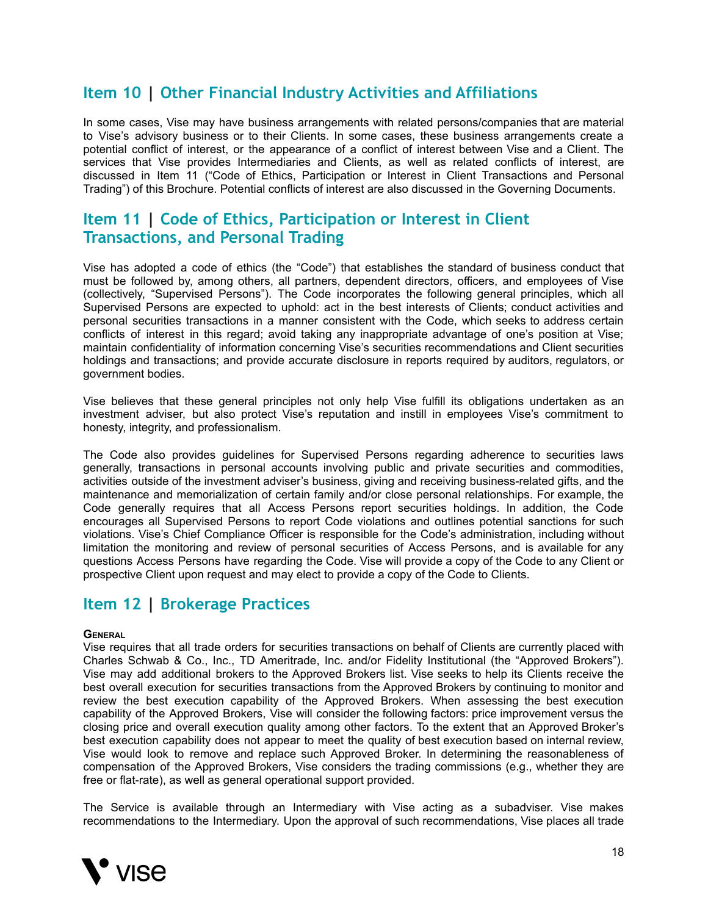## Item 10 | Other Financial Industry Activities and Affiliations

In some cases, Vise may have business arrangements with related persons/companies that are material to Vise's advisory business or to their Clients. In some cases, these business arrangements create a potential conflict of interest, or the appearance of a conflict of interest between Vise and a Client. The services that Vise provides Intermediaries and Clients, as well as related conflicts of interest, are discussed in Item 11 ("Code of Ethics, Participation or Interest in Client Transactions and Personal Trading") of this Brochure. Potential conflicts of interest are also discussed in the Governing Documents.

## Item 11 | Code of Ethics, Participation or Interest in Client Transactions, and Personal Trading

Vise has adopted a code of ethics (the "Code") that establishes the standard of business conduct that must be followed by, among others, all partners, dependent directors, officers, and employees of Vise (collectively, "Supervised Persons"). The Code incorporates the following general principles, which all Supervised Persons are expected to uphold: act in the best interests of Clients; conduct activities and personal securities transactions in a manner consistent with the Code, which seeks to address certain conflicts of interest in this regard; avoid taking any inappropriate advantage of one's position at Vise; maintain confidentiality of information concerning Vise's securities recommendations and Client securities holdings and transactions; and provide accurate disclosure in reports required by auditors, regulators, or government bodies.

Vise believes that these general principles not only help Vise fulfill its obligations undertaken as an investment adviser, but also protect Vise's reputation and instill in employees Vise's commitment to honesty, integrity, and professionalism.

The Code also provides guidelines for Supervised Persons regarding adherence to securities laws generally, transactions in personal accounts involving public and private securities and commodities, activities outside of the investment adviser's business, giving and receiving business-related gifts, and the maintenance and memorialization of certain family and/or close personal relationships. For example, the Code generally requires that all Access Persons report securities holdings. In addition, the Code encourages all Supervised Persons to report Code violations and outlines potential sanctions for such violations. Vise's Chief Compliance Officer is responsible for the Code's administration, including without limitation the monitoring and review of personal securities of Access Persons, and is available for any questions Access Persons have regarding the Code. Vise will provide a copy of the Code to any Client or prospective Client upon request and may elect to provide a copy of the Code to Clients.

## Item 12 | Brokerage Practices

**General**

Vise requires that all trade orders for securities transactions on behalf of Clients are currently placed with Charles Schwab & Co., Inc., TD Ameritrade, Inc. and/or Fidelity Institutional (the "Approved Brokers"). Vise may add additional brokers to the Approved Brokers list. Vise seeks to help its Clients receive the best overall execution for securities transactions from the Approved Brokers by continuing to monitor and review the best execution capability of the Approved Brokers. When assessing the best execution capability of the Approved Brokers, Vise will consider the following factors: price improvement versus the closing price and overall execution quality among other factors. To the extent that an Approved Broker's best execution capability does not appear to meet the quality of best execution based on internal review, Vise would look to remove and replace such Approved Broker. In determining the reasonableness of compensation of the Approved Brokers, Vise considers the trading commissions (e.g., whether they are free or flat-rate), as well as general operational support provided.

The Service is available through an Intermediary with Vise acting as a subadviser. Vise makes recommendations to the Intermediary. Upon the approval of such recommendations, Vise places all trade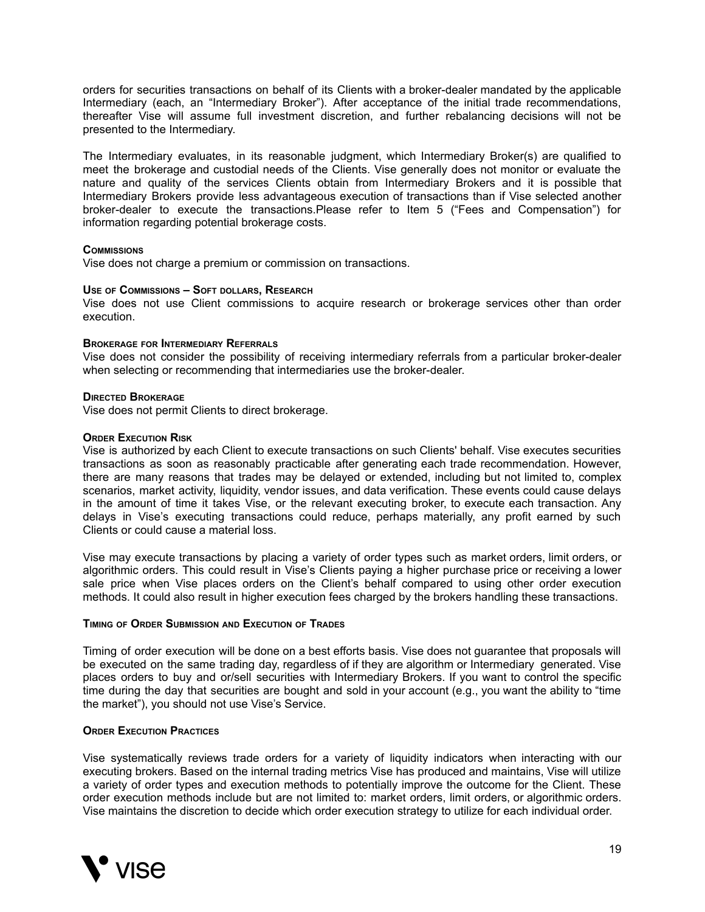orders for securities transactions on behalf of its Clients with a broker-dealer mandated by the applicable Intermediary (each, an “Intermediary Broker”). After acceptance of the initial trade recommendations, thereafter Vise will assume full investment discretion, and further rebalancing decisions will not be presented to the Intermediary.

The Intermediary evaluates, in its reasonable judgment, which Intermediary Broker(s) are qualified to meet the brokerage and custodial needs of the Clients. Vise generally does not monitor or evaluate the nature and quality of the services Clients obtain from Intermediary Brokers and it is possible that Intermediary Brokers provide less advantageous execution of transactions than if Vise selected another broker-dealer to execute the transactions.Please refer to Item 5 (“Fees and Compensation”) for information regarding potential brokerage costs.

**Commissions**

Vise does not charge a premium or commission on transactions.

**Use of Commissions – Soft dollars, Research**

Vise does not use Client commissions to acquire research or brokerage services other than order execution.

**Brokerage for Intermediary Referrals**

Vise does not consider the possibility of receiving intermediary referrals from a particular broker-dealer when selecting or recommending that intermediaries use the broker-dealer.

**Directed Brokerage**

Vise does not permit Clients to direct brokerage.

**Order Execution Risk**

Vise is authorized by each Client to execute transactions on such Clients' behalf. Vise executes securities transactions as soon as reasonably practicable after generating each trade recommendation. However, there are many reasons that trades may be delayed or extended, including but not limited to, complex scenarios, market activity, liquidity, vendor issues, and data verification. These events could cause delays in the amount of time it takes Vise, or the relevant executing broker, to execute each transaction. Any delays in Vise’s executing transactions could reduce, perhaps materially, any profit earned by such Clients or could cause a material loss.

Vise may execute transactions by placing a variety of order types such as market orders, limit orders, or algorithmic orders. This could result in Vise’s Clients paying a higher purchase price or receiving a lower sale price when Vise places orders on the Client’s behalf compared to using other order execution methods. It could also result in higher execution fees charged by the brokers handling these transactions.

**Timing of Order Submission and Execution of Trades**

Timing of order execution will be done on a best efforts basis. Vise does not guarantee that proposals will be executed on the same trading day, regardless of if they are algorithm or Intermediary generated. Vise places orders to buy and or/sell securities with Intermediary Brokers. If you want to control the specific time during the day that securities are bought and sold in your account (e.g., you want the ability to “time the market”), you should not use Vise’s Service.

**Order Execution Practices**

Vise systematically reviews trade orders for a variety of liquidity indicators when interacting with our executing brokers. Based on the internal trading metrics Vise has produced and maintains, Vise will utilize a variety of order types and execution methods to potentially improve the outcome for the Client. These order execution methods include but are not limited to: market orders, limit orders, or algorithmic orders. Vise maintains the discretion to decide which order execution strategy to utilize for each individual order.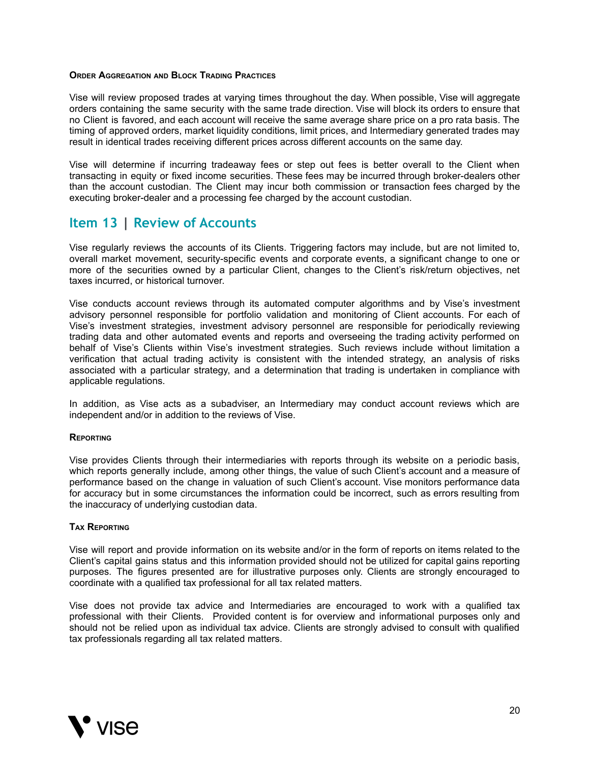#### ORDER AGGREGATION AND BLOCK TRADING PRACTICES

Vise will review proposed trades at varying times throughout the day. When possible, Vise will aggregate orders containing the same security with the same trade direction. Vise will block its orders to ensure that no Client is favored, and each account will receive the same average share price on a pro rata basis. The timing of approved orders, market liquidity conditions, limit prices, and Intermediary generated trades may result in identical trades receiving different prices across different accounts on the same day.

Vise will determine if incurring tradeaway fees or step out fees is better overall to the Client when transacting in equity or fixed income securities. These fees may be incurred through broker-dealers other than the account custodian. The Client may incur both commission or transaction fees charged by the executing broker-dealer and a processing fee charged by the account custodian.

## Item 13 | Review of Accounts

Vise regularly reviews the accounts of its Clients. Triggering factors may include, but are not limited to, overall market movement, security-specific events and corporate events, a significant change to one or more of the securities owned by a particular Client, changes to the Client's risk/return objectives, net taxes incurred, or historical turnover.

Vise conducts account reviews through its automated computer algorithms and by Vise's investment advisory personnel responsible for portfolio validation and monitoring of Client accounts. For each of Vise's investment strategies, investment advisory personnel are responsible for periodically reviewing trading data and other automated events and reports and overseeing the trading activity performed on behalf of Vise's Clients within Vise's investment strategies. Such reviews include without limitation a verification that actual trading activity is consistent with the intended strategy, an analysis of risks associated with a particular strategy, and a determination that trading is undertaken in compliance with applicable regulations.

In addition, as Vise acts as a subadviser, an Intermediary may conduct account reviews which are independent and/or in addition to the reviews of Vise.

#### REPORTING

Vise provides Clients through their intermediaries with reports through its website on a periodic basis, which reports generally include, among other things, the value of such Client's account and a measure of performance based on the change in valuation of such Client's account. Vise monitors performance data for accuracy but in some circumstances the information could be incorrect, such as errors resulting from the inaccuracy of underlying custodian data.

#### TAX REPORTING

Vise will report and provide information on its website and/or in the form of reports on items related to the Client's capital gains status and this information provided should not be utilized for capital gains reporting purposes. The figures presented are for illustrative purposes only. Clients are strongly encouraged to coordinate with a qualified tax professional for all tax related matters.

Vise does not provide tax advice and Intermediaries are encouraged to work with a qualified tax professional with their Clients. Provided content is for overview and informational purposes only and should not be relied upon as individual tax advice. Clients are strongly advised to consult with qualified tax professionals regarding all tax related matters.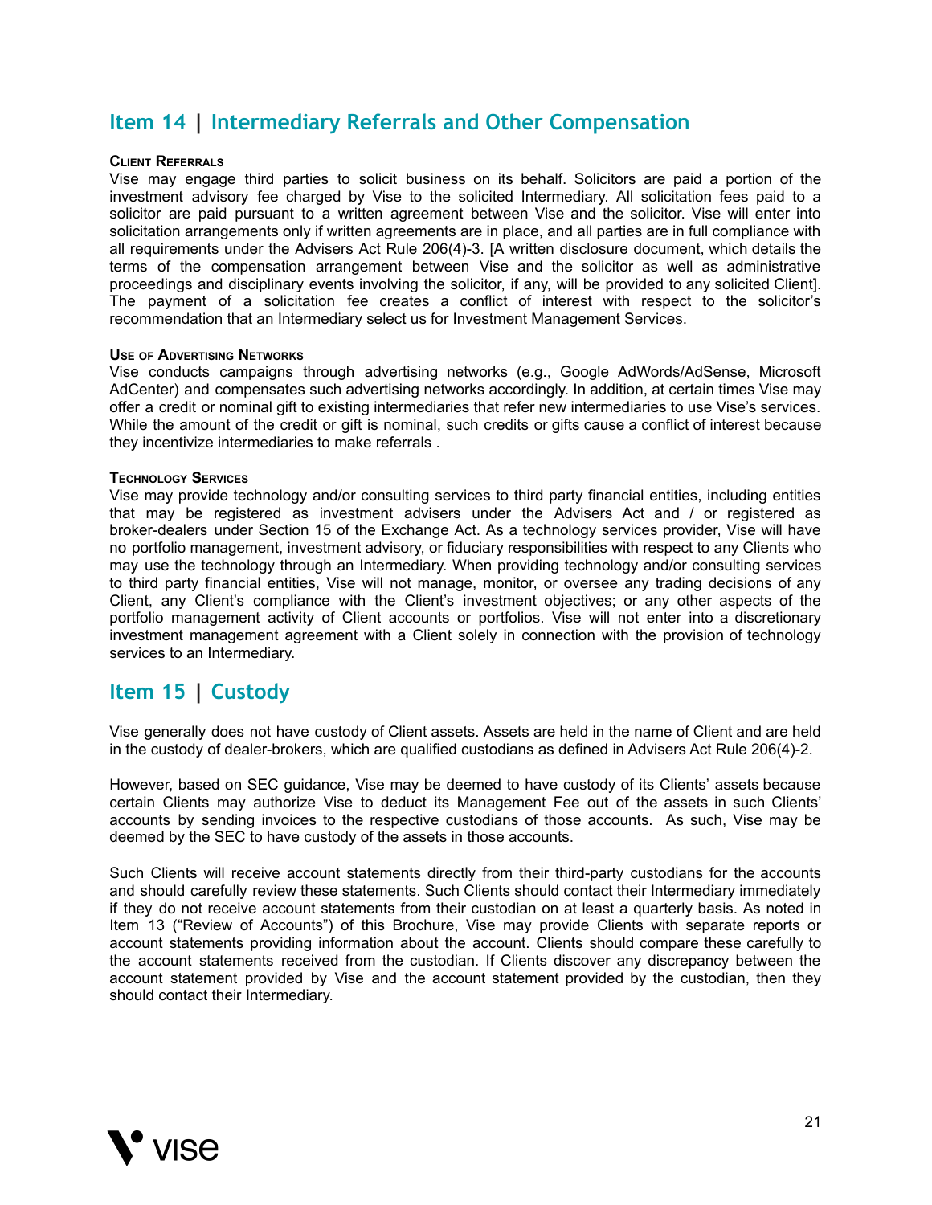## Item 14 | Intermediary Referrals and Other Compensation

#### Client Referrals

Vise may engage third parties to solicit business on its behalf. Solicitors are paid a portion of the investment advisory fee charged by Vise to the solicited Intermediary. All solicitation fees paid to a solicitor are paid pursuant to a written agreement between Vise and the solicitor. Vise will enter into solicitation arrangements only if written agreements are in place, and all parties are in full compliance with all requirements under the Advisers Act Rule 206(4)-3. [A written disclosure document, which details the terms of the compensation arrangement between Vise and the solicitor as well as administrative proceedings and disciplinary events involving the solicitor, if any, will be provided to any solicited Client]. The payment of a solicitation fee creates a conflict of interest with respect to the solicitor's recommendation that an Intermediary select us for Investment Management Services.

#### Use of Advertising Networks

Vise conducts campaigns through advertising networks (e.g., Google AdWords/AdSense, Microsoft AdCenter) and compensates such advertising networks accordingly. In addition, at certain times Vise may offer a credit or nominal gift to existing intermediaries that refer new intermediaries to use Vise's services. While the amount of the credit or gift is nominal, such credits or gifts cause a conflict of interest because they incentivize intermediaries to make referrals .

#### Technology Services

Vise may provide technology and/or consulting services to third party financial entities, including entities that may be registered as investment advisers under the Advisers Act and / or registered as broker-dealers under Section 15 of the Exchange Act. As a technology services provider, Vise will have no portfolio management, investment advisory, or fiduciary responsibilities with respect to any Clients who may use the technology through an Intermediary. When providing technology and/or consulting services to third party financial entities, Vise will not manage, monitor, or oversee any trading decisions of any Client, any Client's compliance with the Client's investment objectives; or any other aspects of the portfolio management activity of Client accounts or portfolios. Vise will not enter into a discretionary investment management agreement with a Client solely in connection with the provision of technology services to an Intermediary.

## Item 15 | Custody

Vise generally does not have custody of Client assets. Assets are held in the name of Client and are held in the custody of dealer-brokers, which are qualified custodians as defined in Advisers Act Rule 206(4)-2.

However, based on SEC guidance, Vise may be deemed to have custody of its Clients' assets because certain Clients may authorize Vise to deduct its Management Fee out of the assets in such Clients' accounts by sending invoices to the respective custodians of those accounts. As such, Vise may be deemed by the SEC to have custody of the assets in those accounts.

Such Clients will receive account statements directly from their third-party custodians for the accounts and should carefully review these statements. Such Clients should contact their Intermediary immediately if they do not receive account statements from their custodian on at least a quarterly basis. As noted in Item 13 ("Review of Accounts") of this Brochure, Vise may provide Clients with separate reports or account statements providing information about the account. Clients should compare these carefully to the account statements received from the custodian. If Clients discover any discrepancy between the account statement provided by Vise and the account statement provided by the custodian, then they should contact their Intermediary.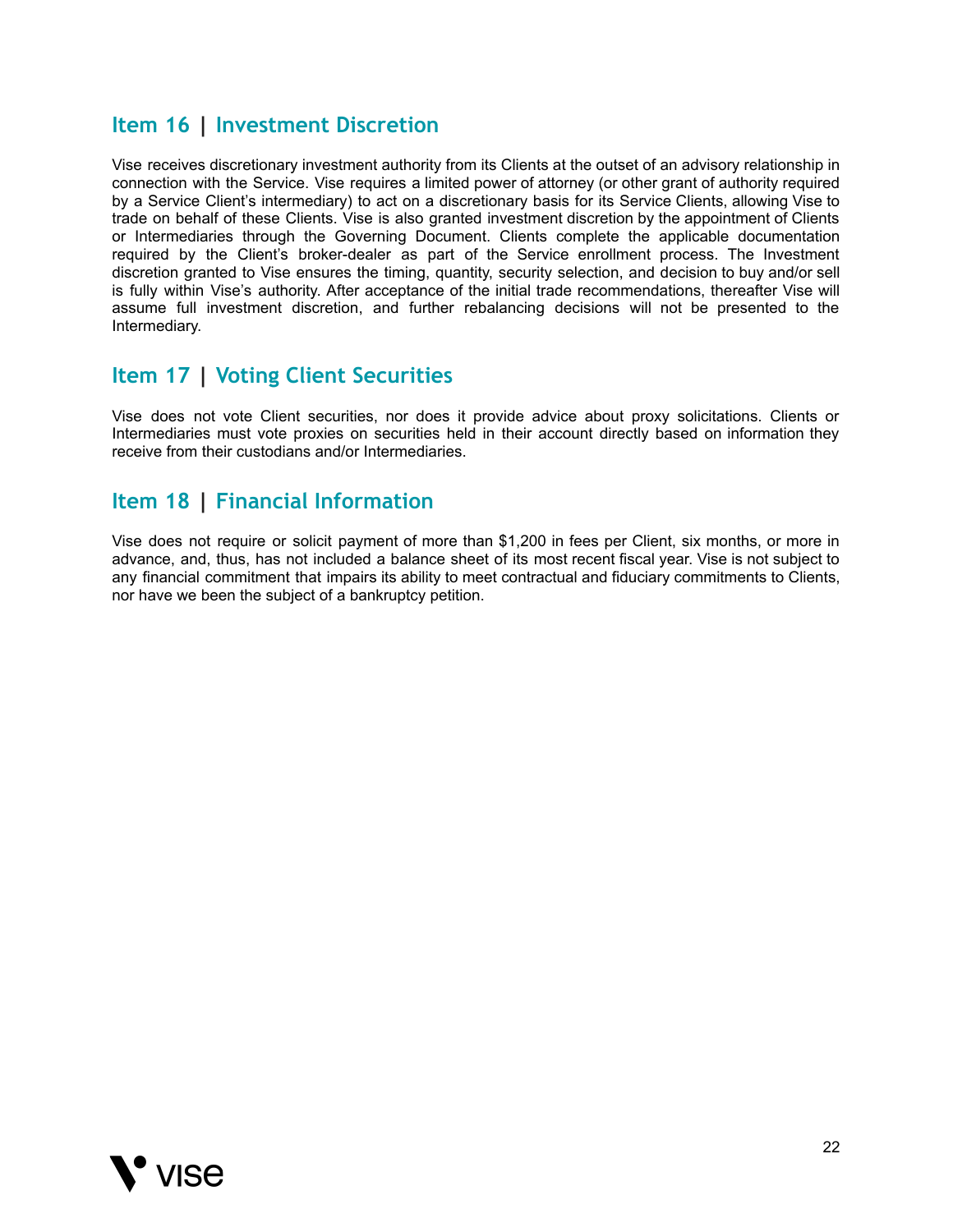## Item 16 | Investment Discretion

Vise receives discretionary investment authority from its Clients at the outset of an advisory relationship in connection with the Service. Vise requires a limited power of attorney (or other grant of authority required by a Service Client's intermediary) to act on a discretionary basis for its Service Clients, allowing Vise to trade on behalf of these Clients. Vise is also granted investment discretion by the appointment of Clients or Intermediaries through the Governing Document. Clients complete the applicable documentation required by the Client's broker-dealer as part of the Service enrollment process. The Investment discretion granted to Vise ensures the timing, quantity, security selection, and decision to buy and/or sell is fully within Vise's authority. After acceptance of the initial trade recommendations, thereafter Vise will assume full investment discretion, and further rebalancing decisions will not be presented to the Intermediary.

## Item 17 | Voting Client Securities

Vise does not vote Client securities, nor does it provide advice about proxy solicitations. Clients or Intermediaries must vote proxies on securities held in their account directly based on information they receive from their custodians and/or Intermediaries.

## Item 18 | Financial Information

Vise does not require or solicit payment of more than $1,200 in fees per Client, six months, or more in advance, and, thus, has not included a balance sheet of its most recent fiscal year. Vise is not subject to any financial commitment that impairs its ability to meet contractual and fiduciary commitments to Clients, nor have we been the subject of a bankruptcy petition.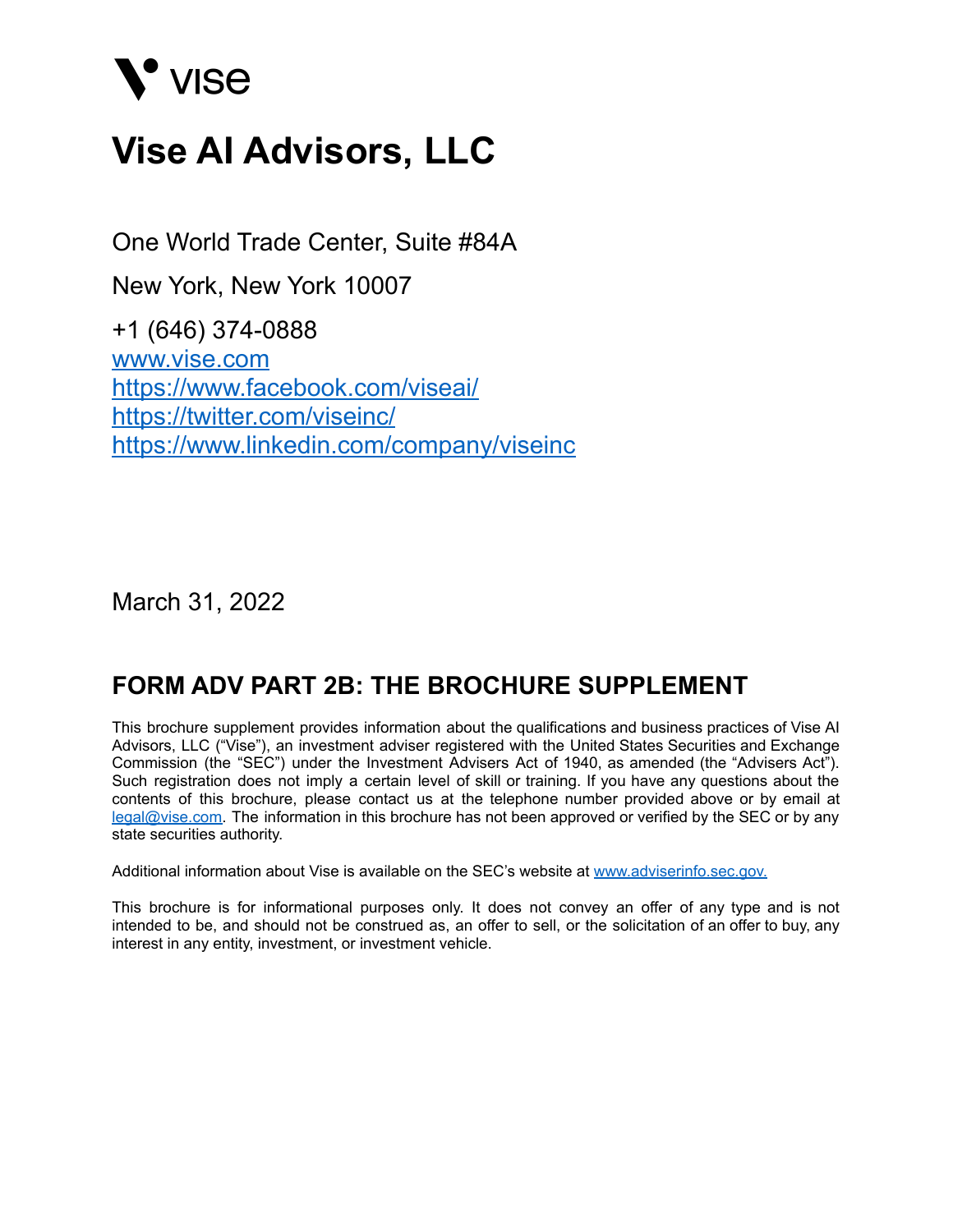vise

# Vise AI Advisors, LLC

One World Trade Center, Suite #84A

New York, New York 10007

+1 (646) 374-0888
www.vise.com
https://www.facebook.com/viseai/
https://twitter.com/viseinc/
https://www.linkedin.com/company/viseinc

March 31, 2022

## FORM ADV PART 2B: THE BROCHURE SUPPLEMENT

This brochure supplement provides information about the qualifications and business practices of Vise AI Advisors, LLC ("Vise"), an investment adviser registered with the United States Securities and Exchange Commission (the "SEC") under the Investment Advisers Act of 1940, as amended (the "Advisers Act"). Such registration does not imply a certain level of skill or training. If you have any questions about the contents of this brochure, please contact us at the telephone number provided above or by email at legal@vise.com. The information in this brochure has not been approved or verified by the SEC or by any state securities authority.

Additional information about Vise is available on the SEC's website at www.adviserinfo.sec.gov.

This brochure is for informational purposes only. It does not convey an offer of any type and is not intended to be, and should not be construed as, an offer to sell, or the solicitation of an offer to buy, any interest in any entity, investment, or investment vehicle.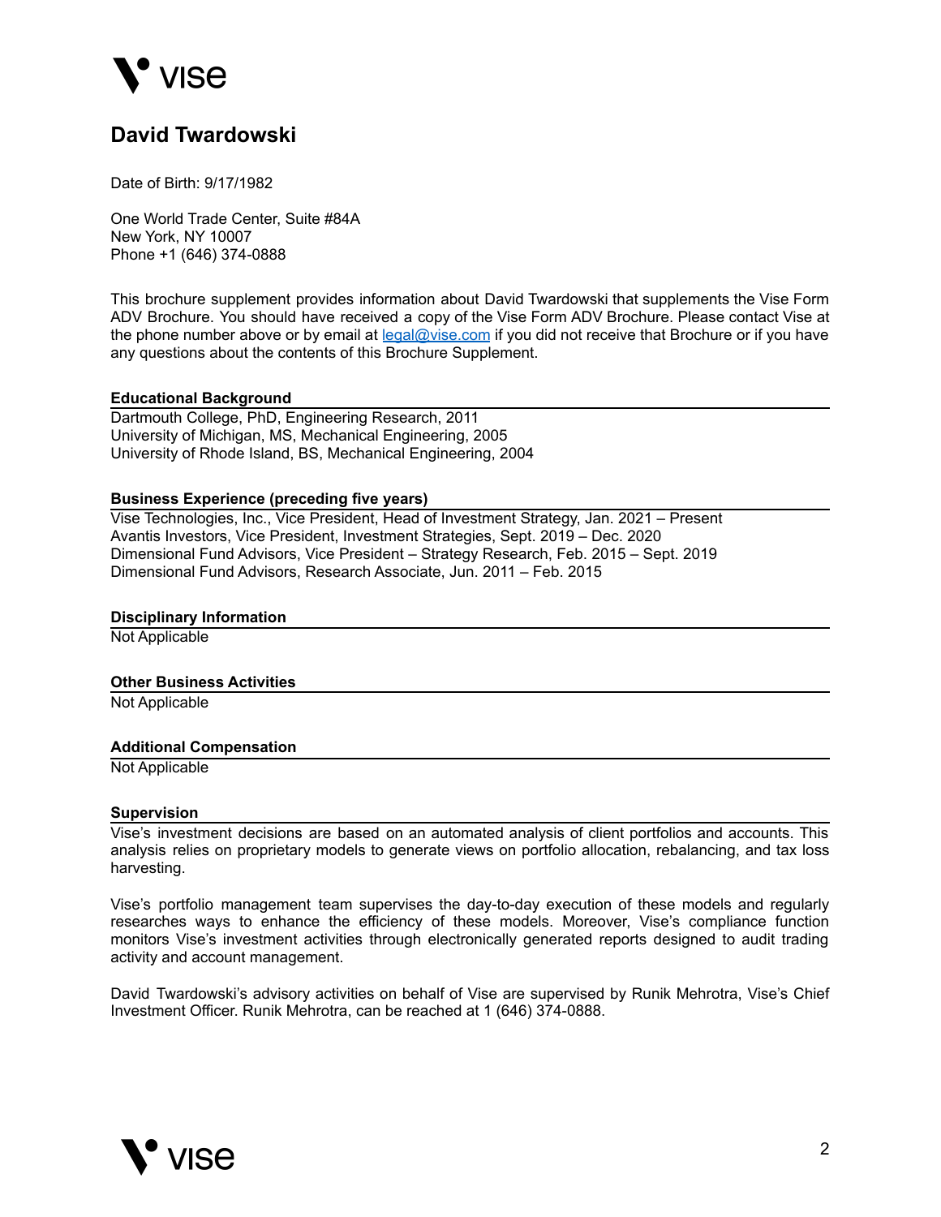# David Twardowski

Date of Birth: 9/17/1982

One World Trade Center, Suite #84A
New York, NY 10007
Phone +1 (646) 374-0888

This brochure supplement provides information about David Twardowski that supplements the Vise Form ADV Brochure. You should have received a copy of the Vise Form ADV Brochure. Please contact Vise at the phone number above or by email at legal@vise.com if you did not receive that Brochure or if you have any questions about the contents of this Brochure Supplement.

### Educational Background

Dartmouth College, PhD, Engineering Research, 2011
University of Michigan, MS, Mechanical Engineering, 2005
University of Rhode Island, BS, Mechanical Engineering, 2004

### Business Experience (preceding five years)

Vise Technologies, Inc., Vice President, Head of Investment Strategy, Jan. 2021 – Present
Avantis Investors, Vice President, Investment Strategies, Sept. 2019 – Dec. 2020
Dimensional Fund Advisors, Vice President – Strategy Research, Feb. 2015 – Sept. 2019
Dimensional Fund Advisors, Research Associate, Jun. 2011 – Feb. 2015

### Disciplinary Information

Not Applicable

### Other Business Activities

Not Applicable

### Additional Compensation

Not Applicable

### Supervision

Vise's investment decisions are based on an automated analysis of client portfolios and accounts. This analysis relies on proprietary models to generate views on portfolio allocation, rebalancing, and tax loss harvesting.

Vise's portfolio management team supervises the day-to-day execution of these models and regularly researches ways to enhance the efficiency of these models. Moreover, Vise's compliance function monitors Vise's investment activities through electronically generated reports designed to audit trading activity and account management.

David Twardowski's advisory activities on behalf of Vise are supervised by Runik Mehrotra, Vise's Chief Investment Officer. Runik Mehrotra, can be reached at 1 (646) 374-0888.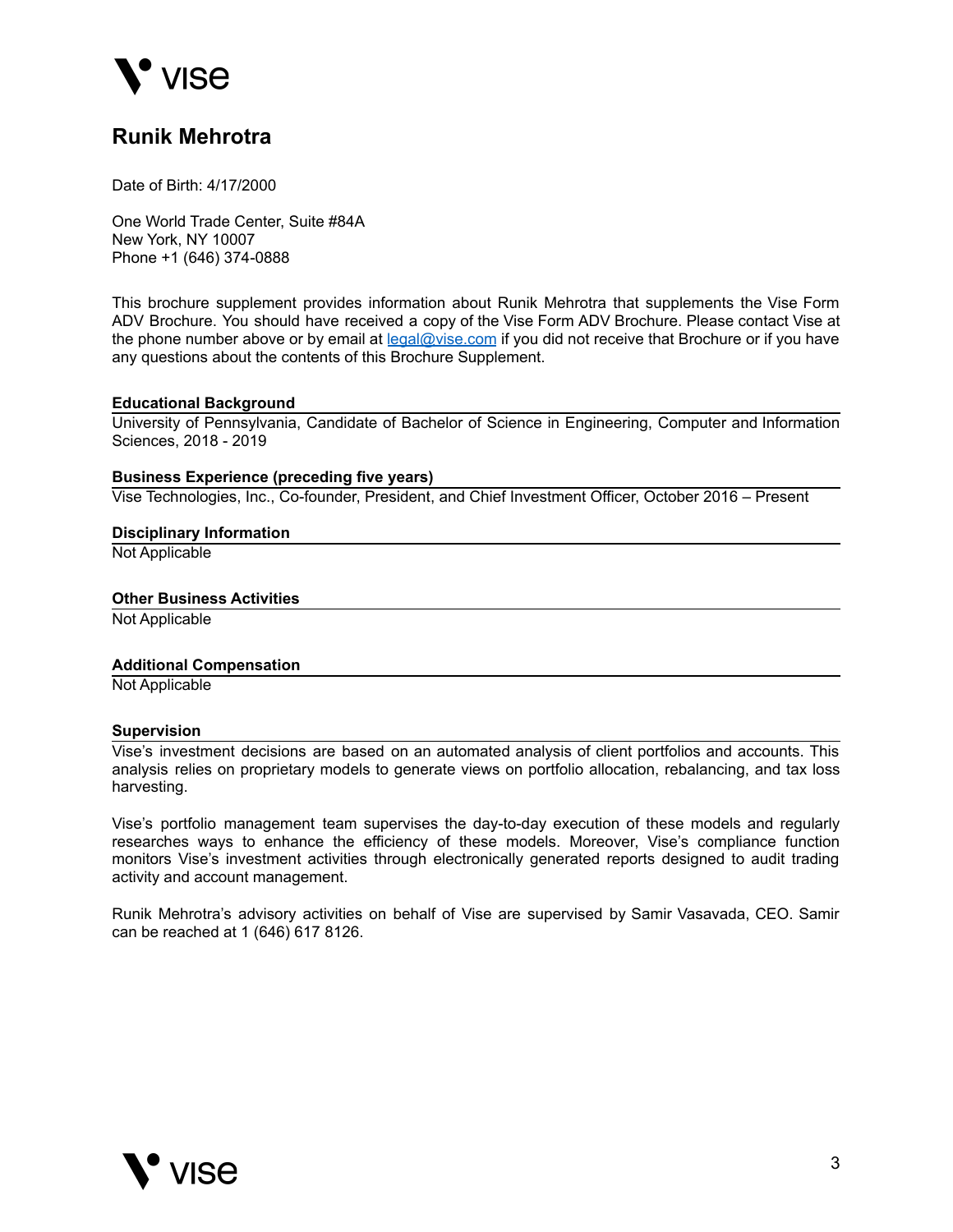# Runik Mehrotra

Date of Birth: 4/17/2000

One World Trade Center, Suite #84A
New York, NY 10007
Phone +1 (646) 374-0888

This brochure supplement provides information about Runik Mehrotra that supplements the Vise Form ADV Brochure. You should have received a copy of the Vise Form ADV Brochure. Please contact Vise at the phone number above or by email at legal@vise.com if you did not receive that Brochure or if you have any questions about the contents of this Brochure Supplement.

**Educational Background**

University of Pennsylvania, Candidate of Bachelor of Science in Engineering, Computer and Information Sciences, 2018 - 2019

**Business Experience (preceding five years)**

Vise Technologies, Inc., Co-founder, President, and Chief Investment Officer, October 2016 – Present

**Disciplinary Information**

Not Applicable

**Other Business Activities**

Not Applicable

**Additional Compensation**

Not Applicable

**Supervision**

Vise's investment decisions are based on an automated analysis of client portfolios and accounts. This analysis relies on proprietary models to generate views on portfolio allocation, rebalancing, and tax loss harvesting.

Vise's portfolio management team supervises the day-to-day execution of these models and regularly researches ways to enhance the efficiency of these models. Moreover, Vise's compliance function monitors Vise's investment activities through electronically generated reports designed to audit trading activity and account management.

Runik Mehrotra's advisory activities on behalf of Vise are supervised by Samir Vasavada, CEO. Samir can be reached at 1 (646) 617 8126.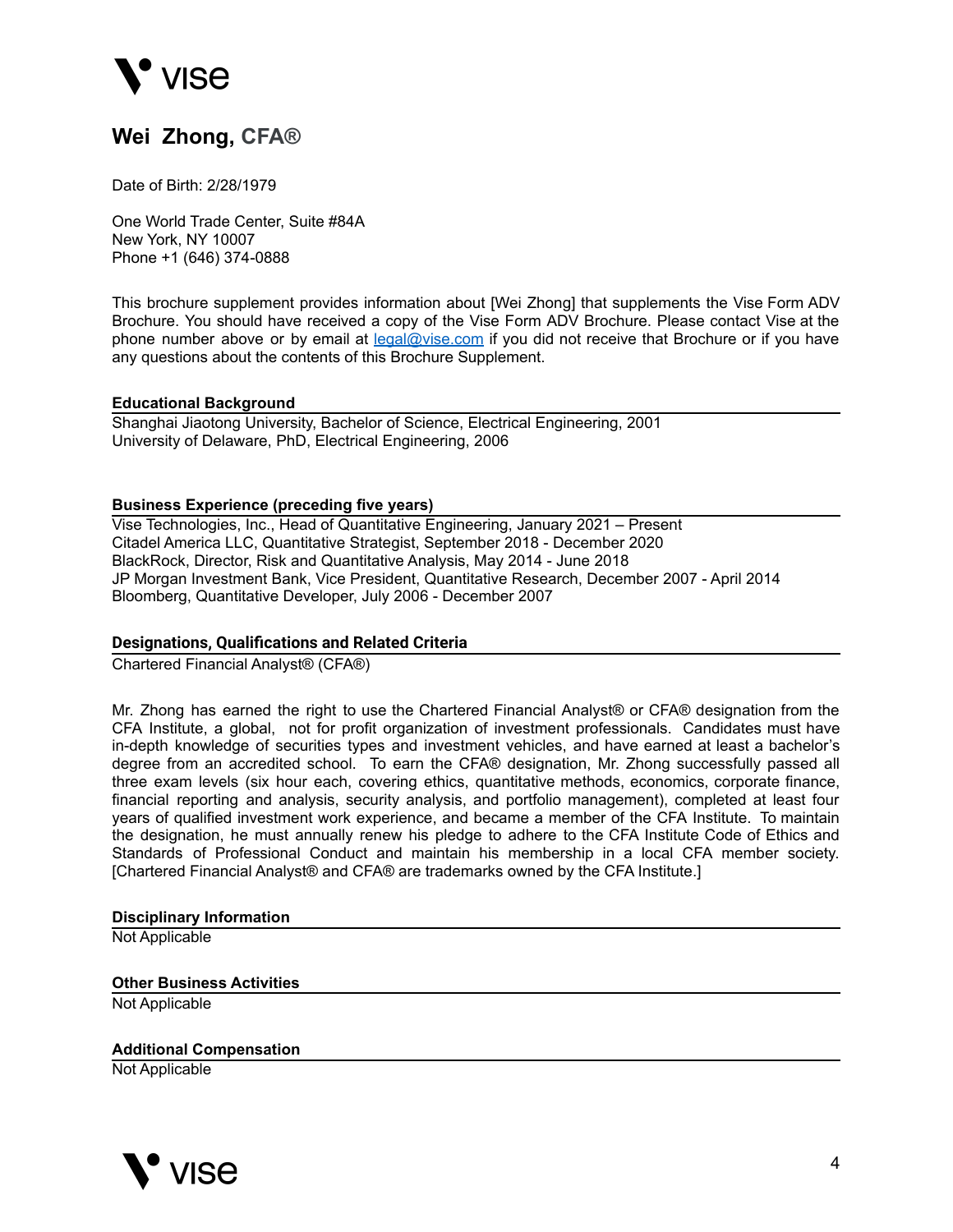# Wei Zhong, CFA®

Date of Birth: 2/28/1979

One World Trade Center, Suite #84A
New York, NY 10007
Phone +1 (646) 374-0888

This brochure supplement provides information about [Wei Zhong] that supplements the Vise Form ADV Brochure. You should have received a copy of the Vise Form ADV Brochure. Please contact Vise at the phone number above or by email at legal@vise.com if you did not receive that Brochure or if you have any questions about the contents of this Brochure Supplement.

## Educational Background

Shanghai Jiaotong University, Bachelor of Science, Electrical Engineering, 2001
University of Delaware, PhD, Electrical Engineering, 2006

## Business Experience (preceding five years)

Vise Technologies, Inc., Head of Quantitative Engineering, January 2021 – Present
Citadel America LLC, Quantitative Strategist, September 2018 - December 2020
BlackRock, Director, Risk and Quantitative Analysis, May 2014 - June 2018
JP Morgan Investment Bank, Vice President, Quantitative Research, December 2007 - April 2014
Bloomberg, Quantitative Developer, July 2006 - December 2007

## Designations, Qualifications and Related Criteria

Chartered Financial Analyst® (CFA®)

Mr. Zhong has earned the right to use the Chartered Financial Analyst® or CFA® designation from the CFA Institute, a global, not for profit organization of investment professionals. Candidates must have in-depth knowledge of securities types and investment vehicles, and have earned at least a bachelor's degree from an accredited school. To earn the CFA® designation, Mr. Zhong successfully passed all three exam levels (six hour each, covering ethics, quantitative methods, economics, corporate finance, financial reporting and analysis, security analysis, and portfolio management), completed at least four years of qualified investment work experience, and became a member of the CFA Institute. To maintain the designation, he must annually renew his pledge to adhere to the CFA Institute Code of Ethics and Standards of Professional Conduct and maintain his membership in a local CFA member society. [Chartered Financial Analyst® and CFA® are trademarks owned by the CFA Institute.]

## Disciplinary Information

Not Applicable

## Other Business Activities

Not Applicable

## Additional Compensation

Not Applicable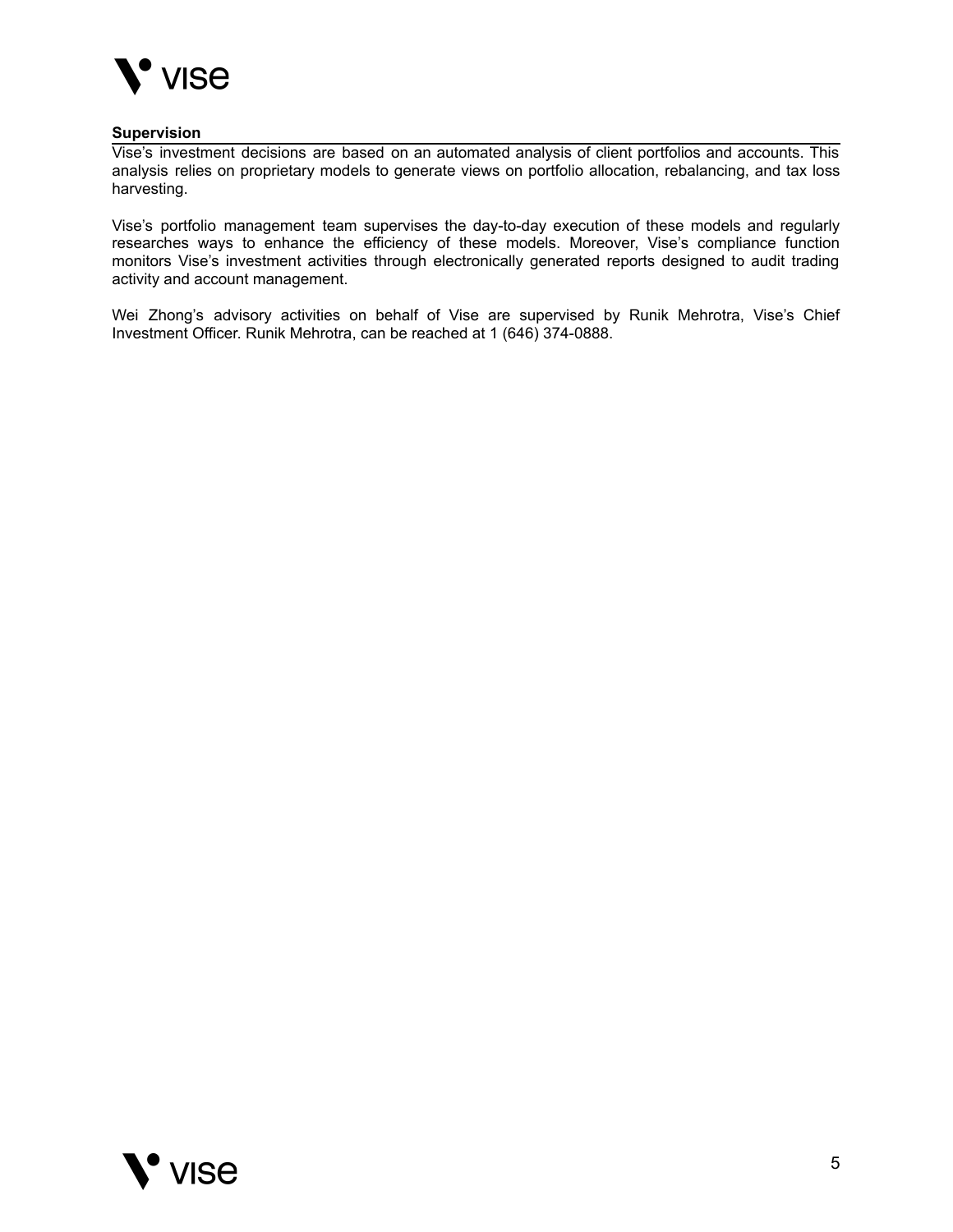**Supervision**

Vise's investment decisions are based on an automated analysis of client portfolios and accounts. This analysis relies on proprietary models to generate views on portfolio allocation, rebalancing, and tax loss harvesting.

Vise's portfolio management team supervises the day-to-day execution of these models and regularly researches ways to enhance the efficiency of these models. Moreover, Vise's compliance function monitors Vise's investment activities through electronically generated reports designed to audit trading activity and account management.

Wei Zhong's advisory activities on behalf of Vise are supervised by Runik Mehrotra, Vise's Chief Investment Officer. Runik Mehrotra, can be reached at 1 (646) 374-0888.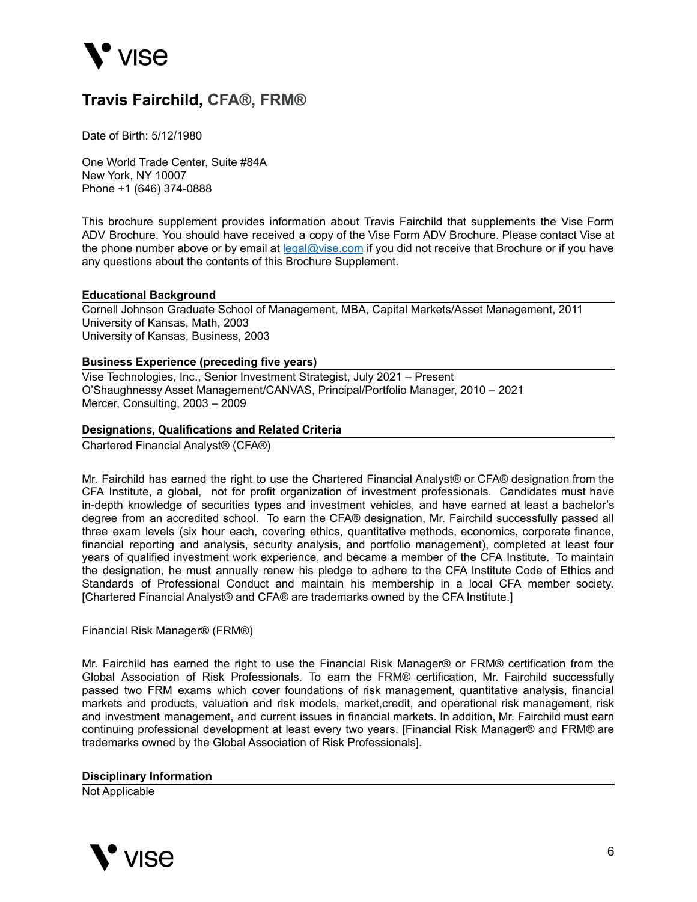# Travis Fairchild, CFA®, FRM®

Date of Birth: 5/12/1980

One World Trade Center, Suite #84A
New York, NY 10007
Phone +1 (646) 374-0888

This brochure supplement provides information about Travis Fairchild that supplements the Vise Form ADV Brochure. You should have received a copy of the Vise Form ADV Brochure. Please contact Vise at the phone number above or by email at legal@vise.com if you did not receive that Brochure or if you have any questions about the contents of this Brochure Supplement.

**Educational Background**

Cornell Johnson Graduate School of Management, MBA, Capital Markets/Asset Management, 2011
University of Kansas, Math, 2003
University of Kansas, Business, 2003

**Business Experience (preceding five years)**

Vise Technologies, Inc., Senior Investment Strategist, July 2021 – Present
O'Shaughnessy Asset Management/CANVAS, Principal/Portfolio Manager, 2010 – 2021
Mercer, Consulting, 2003 – 2009

**Designations, Qualifications and Related Criteria**

Chartered Financial Analyst® (CFA®)

Mr. Fairchild has earned the right to use the Chartered Financial Analyst® or CFA® designation from the CFA Institute, a global, not for profit organization of investment professionals. Candidates must have in-depth knowledge of securities types and investment vehicles, and have earned at least a bachelor's degree from an accredited school. To earn the CFA® designation, Mr. Fairchild successfully passed all three exam levels (six hour each, covering ethics, quantitative methods, economics, corporate finance, financial reporting and analysis, security analysis, and portfolio management), completed at least four years of qualified investment work experience, and became a member of the CFA Institute. To maintain the designation, he must annually renew his pledge to adhere to the CFA Institute Code of Ethics and Standards of Professional Conduct and maintain his membership in a local CFA member society. [Chartered Financial Analyst® and CFA® are trademarks owned by the CFA Institute.]

Financial Risk Manager® (FRM®)

Mr. Fairchild has earned the right to use the Financial Risk Manager® or FRM® certification from the Global Association of Risk Professionals. To earn the FRM® certification, Mr. Fairchild successfully passed two FRM exams which cover foundations of risk management, quantitative analysis, financial markets and products, valuation and risk models, market,credit, and operational risk management, risk and investment management, and current issues in financial markets. In addition, Mr. Fairchild must earn continuing professional development at least every two years. [Financial Risk Manager® and FRM® are trademarks owned by the Global Association of Risk Professionals].

**Disciplinary Information**

Not Applicable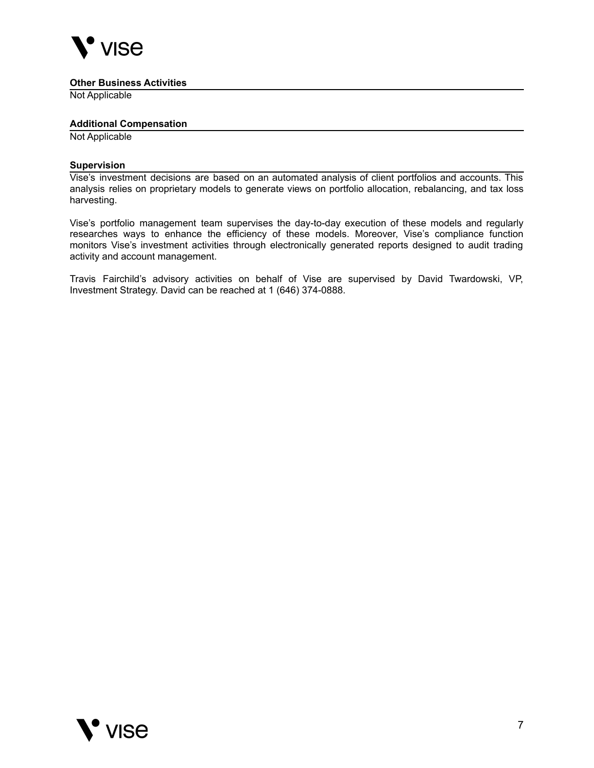### Other Business Activities

Not Applicable

### Additional Compensation

Not Applicable

### Supervision

Vise's investment decisions are based on an automated analysis of client portfolios and accounts. This analysis relies on proprietary models to generate views on portfolio allocation, rebalancing, and tax loss harvesting.

Vise's portfolio management team supervises the day-to-day execution of these models and regularly researches ways to enhance the efficiency of these models. Moreover, Vise's compliance function monitors Vise's investment activities through electronically generated reports designed to audit trading activity and account management.

Travis Fairchild's advisory activities on behalf of Vise are supervised by David Twardowski, VP, Investment Strategy. David can be reached at 1 (646) 374-0888.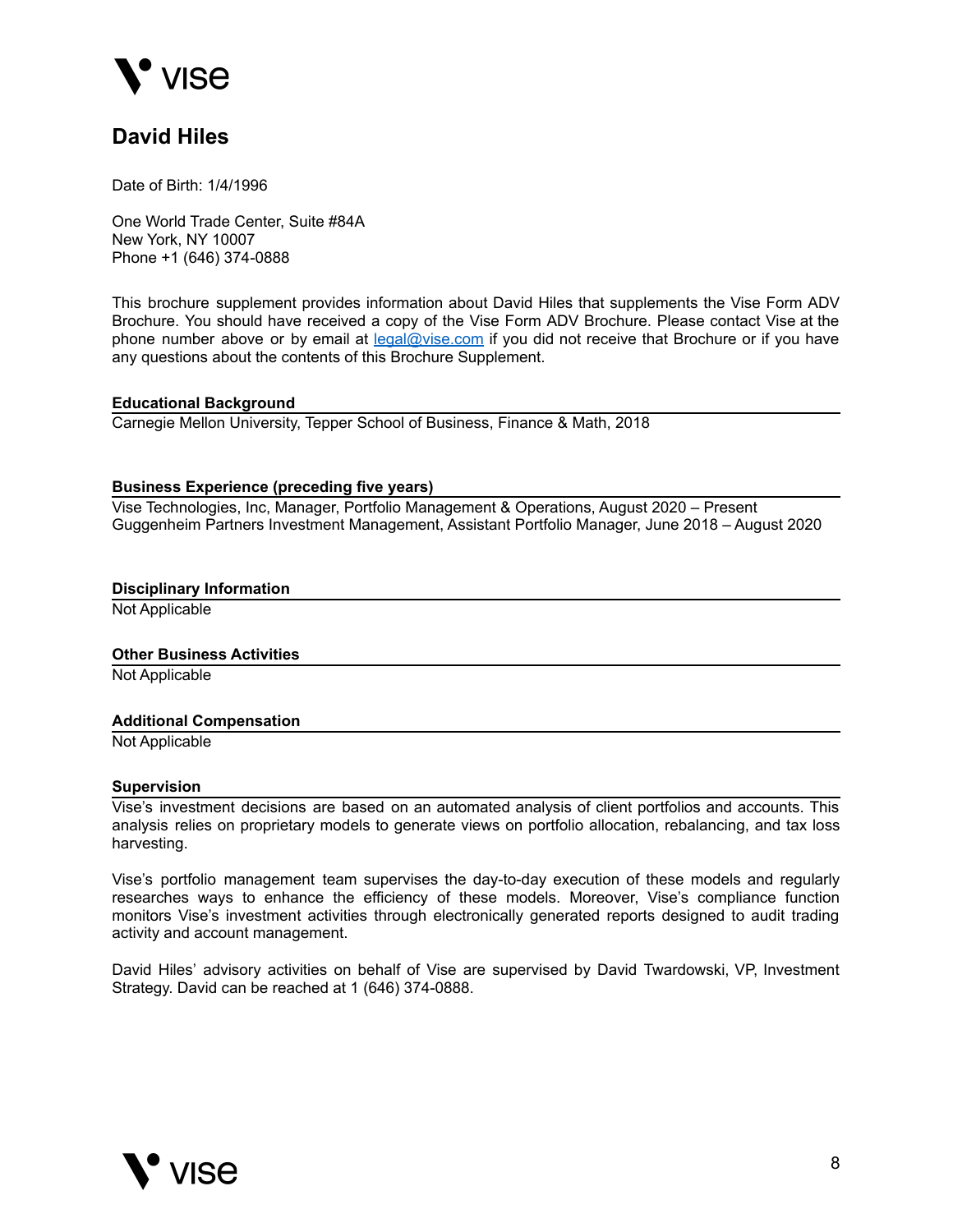## David Hiles

Date of Birth: 1/4/1996

One World Trade Center, Suite #84A
New York, NY 10007
Phone +1 (646) 374-0888

This brochure supplement provides information about David Hiles that supplements the Vise Form ADV Brochure. You should have received a copy of the Vise Form ADV Brochure. Please contact Vise at the phone number above or by email at legal@vise.com if you did not receive that Brochure or if you have any questions about the contents of this Brochure Supplement.

**Educational Background**

Carnegie Mellon University, Tepper School of Business, Finance & Math, 2018

**Business Experience (preceding five years)**

Vise Technologies, Inc, Manager, Portfolio Management & Operations, August 2020 – Present
Guggenheim Partners Investment Management, Assistant Portfolio Manager, June 2018 – August 2020

**Disciplinary Information**

Not Applicable

**Other Business Activities**

Not Applicable

**Additional Compensation**

Not Applicable

**Supervision**

Vise's investment decisions are based on an automated analysis of client portfolios and accounts. This analysis relies on proprietary models to generate views on portfolio allocation, rebalancing, and tax loss harvesting.

Vise's portfolio management team supervises the day-to-day execution of these models and regularly researches ways to enhance the efficiency of these models. Moreover, Vise's compliance function monitors Vise's investment activities through electronically generated reports designed to audit trading activity and account management.

David Hiles' advisory activities on behalf of Vise are supervised by David Twardowski, VP, Investment Strategy. David can be reached at 1 (646) 374-0888.